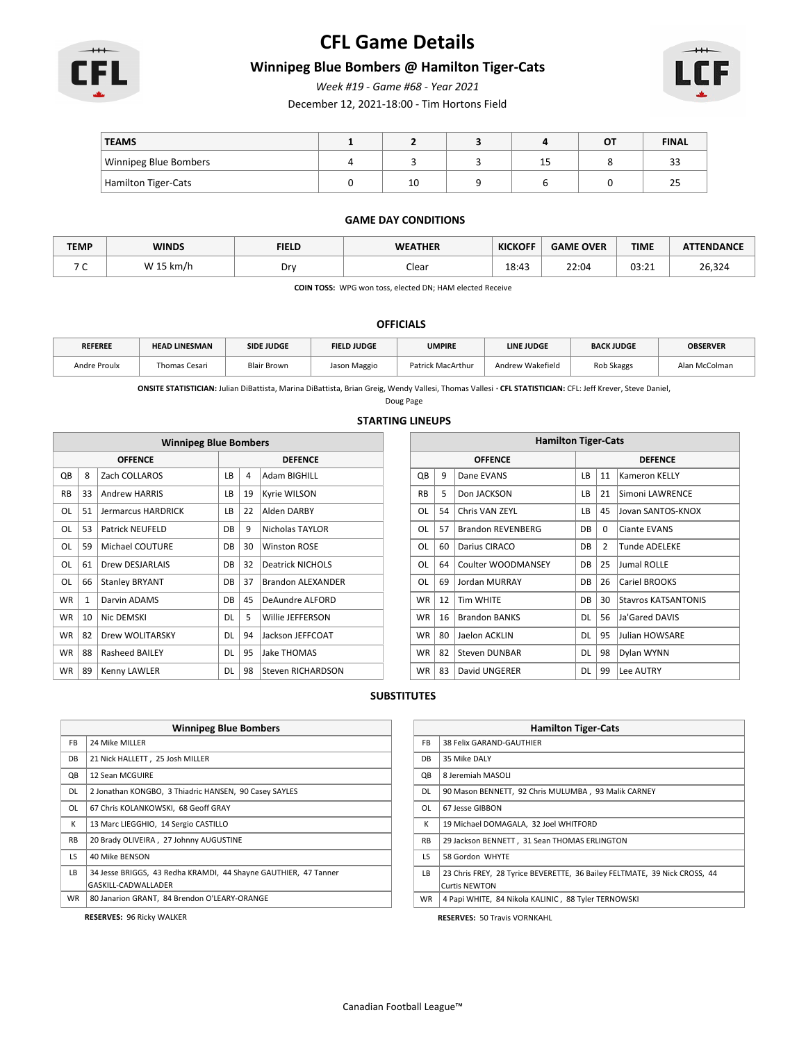# CFL Game Details

## Winnipeg Blue Bombers @ Hamilton Tiger-Cats

*Week #19 - Game #68 - Year 2021*

December 12, 2021-18:00 - Tim Hortons Field

| TEAMS | 1 | 2 | 3 | 4 | OT | FINAL |
|---|---|---|---|---|---|---|
| Winnipeg Blue Bombers | 4 | 3 | 3 | 15 | 8 | 33 |
| Hamilton Tiger-Cats | 0 | 10 | 9 | 6 | 0 | 25 |

### GAME DAY CONDITIONS

| TEMP | WINDS | FIELD | WEATHER | KICKOFF | GAME OVER | TIME | ATTENDANCE |
|---|---|---|---|---|---|---|---|
| 7 C | W 15 km/h | Dry | Clear | 18:43 | 22:04 | 03:21 | 26,324 |

**COIN TOSS:** WPG won toss, elected DN; HAM elected Receive

### OFFICIALS

| REFEREE | HEAD LINESMAN | SIDE JUDGE | FIELD JUDGE | UMPIRE | LINE JUDGE | BACK JUDGE | OBSERVER |
|---|---|---|---|---|---|---|---|
| Andre Proulx | Thomas Cesari | Blair Brown | Jason Maggio | Patrick MacArthur | Andrew Wakefield | Rob Skaggs | Alan McColman |

**ONSITE STATISTICIAN:** Julian DiBattista, Marina DiBattista, Brian Greig, Wendy Vallesi, Thomas Vallesi · **CFL STATISTICIAN:** CFL: Jeff Krever, Steve Daniel, Doug Page

### STARTING LINEUPS

| Winnipeg Blue Bombers | | | | | |
|---|---|---|---|---|---|
| OFFENCE | | | DEFENCE | | |
| QB | 8 | Zach COLLAROS | LB | 4 | Adam BIGHILL |
| RB | 33 | Andrew HARRIS | LB | 19 | Kyrie WILSON |
| OL | 51 | Jermarcus HARDRICK | LB | 22 | Alden DARBY |
| OL | 53 | Patrick NEUFELD | DB | 9 | Nicholas TAYLOR |
| OL | 59 | Michael COUTURE | DB | 30 | Winston ROSE |
| OL | 61 | Drew DESJARLAIS | DB | 32 | Deatrick NICHOLS |
| OL | 66 | Stanley BRYANT | DB | 37 | Brandon ALEXANDER |
| WR | 1 | Darvin ADAMS | DB | 45 | DeAundre ALFORD |
| WR | 10 | Nic DEMSKI | DL | 5 | Willie JEFFERSON |
| WR | 82 | Drew WOLITARSKY | DL | 94 | Jackson JEFFCOAT |
| WR | 88 | Rasheed BAILEY | DL | 95 | Jake THOMAS |
| WR | 89 | Kenny LAWLER | DL | 98 | Steven RICHARDSON |

| Hamilton Tiger-Cats | | | | | |
|---|---|---|---|---|---|
| OFFENCE | | | DEFENCE | | |
| QB | 9 | Dane EVANS | LB | 11 | Kameron KELLY |
| RB | 5 | Don JACKSON | LB | 21 | Simoni LAWRENCE |
| OL | 54 | Chris VAN ZEYL | LB | 45 | Jovan SANTOS-KNOX |
| OL | 57 | Brandon REVENBERG | DB | 0 | Ciante EVANS |
| OL | 60 | Darius CIRACO | DB | 2 | Tunde ADELEKE |
| OL | 64 | Coulter WOODMANSEY | DB | 25 | Jumal ROLLE |
| OL | 69 | Jordan MURRAY | DB | 26 | Cariel BROOKS |
| WR | 12 | Tim WHITE | DB | 30 | Stavros KATSANTONIS |
| WR | 16 | Brandon BANKS | DL | 56 | Ja'Gared DAVIS |
| WR | 80 | Jaelon ACKLIN | DL | 95 | Julian HOWSARE |
| WR | 82 | Steven DUNBAR | DL | 98 | Dylan WYNN |
| WR | 83 | David UNGERER | DL | 99 | Lee AUTRY |

### SUBSTITUTES

| Winnipeg Blue Bombers | |
|---|---|
| FB | 24 Mike MILLER |
| DB | 21 Nick HALLETT , 25 Josh MILLER |
| QB | 12 Sean MCGUIRE |
| DL | 2 Jonathan KONGBO, 3 Thiadric HANSEN, 90 Casey SAYLES |
| OL | 67 Chris KOLANKOWSKI, 68 Geoff GRAY |
| K | 13 Marc LIEGGHIO, 14 Sergio CASTILLO |
| RB | 20 Brady OLIVEIRA , 27 Johnny AUGUSTINE |
| LS | 40 Mike BENSON |
| LB | 34 Jesse BRIGGS, 43 Redha KRAMDI, 44 Shayne GAUTHIER, 47 Tanner GASKILL-CADWALLADER |
| WR | 80 Janarion GRANT, 84 Brendon O'LEARY-ORANGE |

**RESERVES:** 96 Ricky WALKER

| Hamilton Tiger-Cats | |
|---|---|
| FB | 38 Felix GARAND-GAUTHIER |
| DB | 35 Mike DALY |
| QB | 8 Jeremiah MASOLI |
| DL | 90 Mason BENNETT, 92 Chris MULUMBA , 93 Malik CARNEY |
| OL | 67 Jesse GIBBON |
| K | 19 Michael DOMAGALA, 32 Joel WHITFORD |
| RB | 29 Jackson BENNETT , 31 Sean THOMAS ERLINGTON |
| LS | 58 Gordon WHYTE |
| LB | 23 Chris FREY, 28 Tyrice BEVERETTE, 36 Bailey FELTMATE, 39 Nick CROSS, 44 Curtis NEWTON |
| WR | 4 Papi WHITE, 84 Nikola KALINIC , 88 Tyler TERNOWSKI |

**RESERVES:** 50 Travis VORNKAHL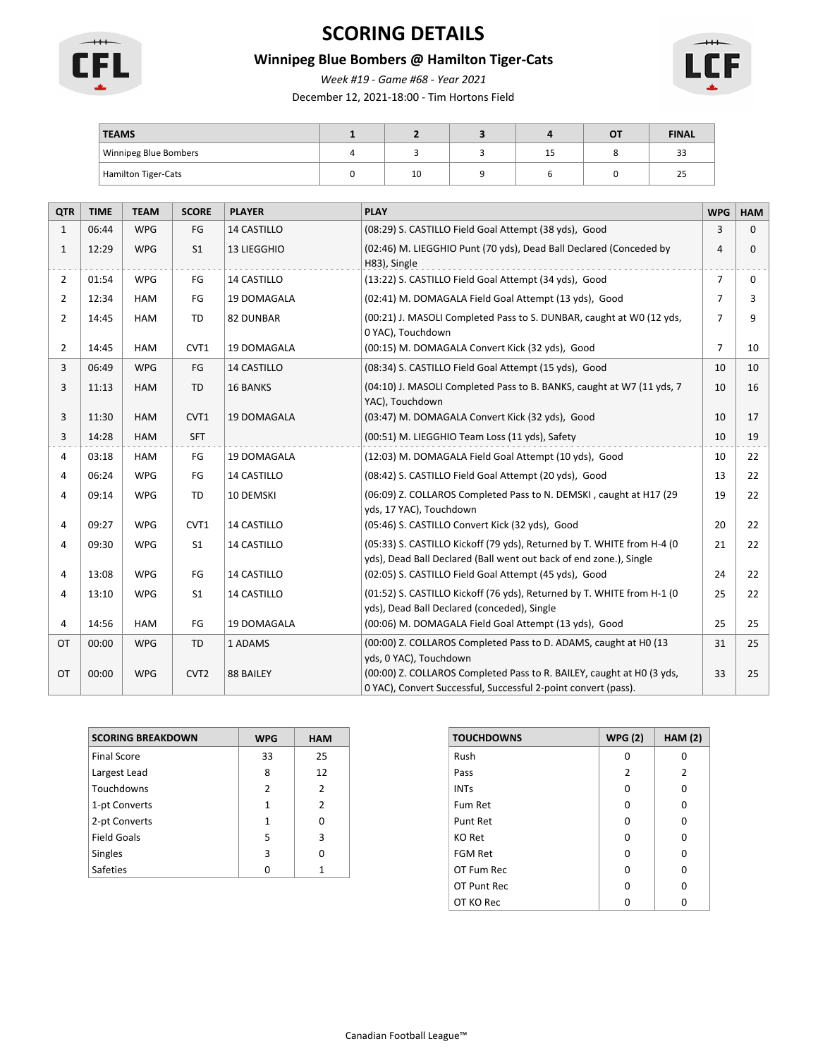# SCORING DETAILS

## Winnipeg Blue Bombers @ Hamilton Tiger-Cats

*Week #19 - Game #68 - Year 2021*

December 12, 2021-18:00 - Tim Hortons Field

| TEAMS | 1 | 2 | 3 | 4 | OT | FINAL |
|---|---|---|---|---|---|---|
| Winnipeg Blue Bombers | 4 | 3 | 3 | 15 | 8 | 33 |
| Hamilton Tiger-Cats | 0 | 10 | 9 | 6 | 0 | 25 |

| QTR | TIME | TEAM | SCORE | PLAYER | PLAY | WPG | HAM |
|---|---|---|---|---|---|---|---|
| 1 | 06:44 | WPG | FG | 14 CASTILLO | (08:29) S. CASTILLO Field Goal Attempt (38 yds), Good | 3 | 0 |
| 1 | 12:29 | WPG | S1 | 13 LIEGGHIO | (02:46) M. LIEGGHIO Punt (70 yds), Dead Ball Declared (Conceded by H83), Single | 4 | 0 |
| 2 | 01:54 | WPG | FG | 14 CASTILLO | (13:22) S. CASTILLO Field Goal Attempt (34 yds), Good | 7 | 0 |
| 2 | 12:34 | HAM | FG | 19 DOMAGALA | (02:41) M. DOMAGALA Field Goal Attempt (13 yds), Good | 7 | 3 |
| 2 | 14:45 | HAM | TD | 82 DUNBAR | (00:21) J. MASOLI Completed Pass to S. DUNBAR, caught at W0 (12 yds, 0 YAC), Touchdown | 7 | 9 |
| 2 | 14:45 | HAM | CVT1 | 19 DOMAGALA | (00:15) M. DOMAGALA Convert Kick (32 yds), Good | 7 | 10 |
| 3 | 06:49 | WPG | FG | 14 CASTILLO | (08:34) S. CASTILLO Field Goal Attempt (15 yds), Good | 10 | 10 |
| 3 | 11:13 | HAM | TD | 16 BANKS | (04:10) J. MASOLI Completed Pass to B. BANKS, caught at W7 (11 yds, 7 YAC), Touchdown | 10 | 16 |
| 3 | 11:30 | HAM | CVT1 | 19 DOMAGALA | (03:47) M. DOMAGALA Convert Kick (32 yds), Good | 10 | 17 |
| 3 | 14:28 | HAM | SFT | | (00:51) M. LIEGGHIO Team Loss (11 yds), Safety | 10 | 19 |
| 4 | 03:18 | HAM | FG | 19 DOMAGALA | (12:03) M. DOMAGALA Field Goal Attempt (10 yds), Good | 10 | 22 |
| 4 | 06:24 | WPG | FG | 14 CASTILLO | (08:42) S. CASTILLO Field Goal Attempt (20 yds), Good | 13 | 22 |
| 4 | 09:14 | WPG | TD | 10 DEMSKI | (06:09) Z. COLLAROS Completed Pass to N. DEMSKI , caught at H17 (29 yds, 17 YAC), Touchdown | 19 | 22 |
| 4 | 09:27 | WPG | CVT1 | 14 CASTILLO | (05:46) S. CASTILLO Convert Kick (32 yds), Good | 20 | 22 |
| 4 | 09:30 | WPG | S1 | 14 CASTILLO | (05:33) S. CASTILLO Kickoff (79 yds), Returned by T. WHITE from H-4 (0 yds), Dead Ball Declared (Ball went out back of end zone.), Single | 21 | 22 |
| 4 | 13:08 | WPG | FG | 14 CASTILLO | (02:05) S. CASTILLO Field Goal Attempt (45 yds), Good | 24 | 22 |
| 4 | 13:10 | WPG | S1 | 14 CASTILLO | (01:52) S. CASTILLO Kickoff (76 yds), Returned by T. WHITE from H-1 (0 yds), Dead Ball Declared (conceded), Single | 25 | 22 |
| 4 | 14:56 | HAM | FG | 19 DOMAGALA | (00:06) M. DOMAGALA Field Goal Attempt (13 yds), Good | 25 | 25 |
| OT | 00:00 | WPG | TD | 1 ADAMS | (00:00) Z. COLLAROS Completed Pass to D. ADAMS, caught at H0 (13 yds, 0 YAC), Touchdown | 31 | 25 |
| OT | 00:00 | WPG | CVT2 | 88 BAILEY | (00:00) Z. COLLAROS Completed Pass to R. BAILEY, caught at H0 (3 yds, 0 YAC), Convert Successful, Successful 2-point convert (pass). | 33 | 25 |

| SCORING BREAKDOWN | WPG | HAM |
|---|---|---|
| Final Score | 33 | 25 |
| Largest Lead | 8 | 12 |
| Touchdowns | 2 | 2 |
| 1-pt Converts | 1 | 2 |
| 2-pt Converts | 1 | 0 |
| Field Goals | 5 | 3 |
| Singles | 3 | 0 |
| Safeties | 0 | 1 |

| TOUCHDOWNS | WPG (2) | HAM (2) |
|---|---|---|
| Rush | 0 | 0 |
| Pass | 2 | 2 |
| INTs | 0 | 0 |
| Fum Ret | 0 | 0 |
| Punt Ret | 0 | 0 |
| KO Ret | 0 | 0 |
| FGM Ret | 0 | 0 |
| OT Fum Rec | 0 | 0 |
| OT Punt Rec | 0 | 0 |
| OT KO Rec | 0 | 0 |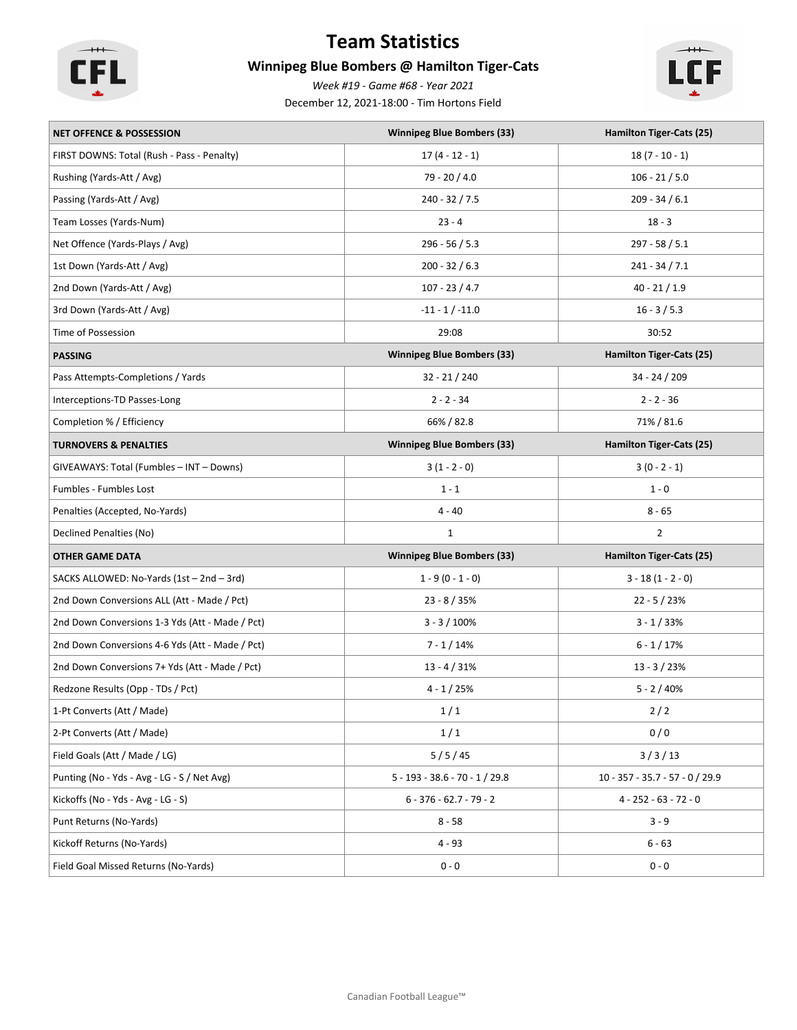# Team Statistics

### Winnipeg Blue Bombers @ Hamilton Tiger-Cats

*Week #19 - Game #68 - Year 2021*

December 12, 2021-18:00 - Tim Hortons Field

| NET OFFENCE & POSSESSION | Winnipeg Blue Bombers (33) | Hamilton Tiger-Cats (25) |
|---|---|---|
| FIRST DOWNS: Total (Rush - Pass - Penalty) | 17 (4 - 12 - 1) | 18 (7 - 10 - 1) |
| Rushing (Yards-Att / Avg) | 79 - 20 / 4.0 | 106 - 21 / 5.0 |
| Passing (Yards-Att / Avg) | 240 - 32 / 7.5 | 209 - 34 / 6.1 |
| Team Losses (Yards-Num) | 23 - 4 | 18 - 3 |
| Net Offence (Yards-Plays / Avg) | 296 - 56 / 5.3 | 297 - 58 / 5.1 |
| 1st Down (Yards-Att / Avg) | 200 - 32 / 6.3 | 241 - 34 / 7.1 |
| 2nd Down (Yards-Att / Avg) | 107 - 23 / 4.7 | 40 - 21 / 1.9 |
| 3rd Down (Yards-Att / Avg) | -11 - 1 / -11.0 | 16 - 3 / 5.3 |
| Time of Possession | 29:08 | 30:52 |
| **PASSING** | **Winnipeg Blue Bombers (33)** | **Hamilton Tiger-Cats (25)** |
| Pass Attempts-Completions / Yards | 32 - 21 / 240 | 34 - 24 / 209 |
| Interceptions-TD Passes-Long | 2 - 2 - 34 | 2 - 2 - 36 |
| Completion % / Efficiency | 66% / 82.8 | 71% / 81.6 |
| **TURNOVERS & PENALTIES** | **Winnipeg Blue Bombers (33)** | **Hamilton Tiger-Cats (25)** |
| GIVEAWAYS: Total (Fumbles – INT – Downs) | 3 (1 - 2 - 0) | 3 (0 - 2 - 1) |
| Fumbles - Fumbles Lost | 1 - 1 | 1 - 0 |
| Penalties (Accepted, No-Yards) | 4 - 40 | 8 - 65 |
| Declined Penalties (No) | 1 | 2 |
| **OTHER GAME DATA** | **Winnipeg Blue Bombers (33)** | **Hamilton Tiger-Cats (25)** |
| SACKS ALLOWED: No-Yards (1st – 2nd – 3rd) | 1 - 9 (0 - 1 - 0) | 3 - 18 (1 - 2 - 0) |
| 2nd Down Conversions ALL (Att - Made / Pct) | 23 - 8 / 35% | 22 - 5 / 23% |
| 2nd Down Conversions 1-3 Yds (Att - Made / Pct) | 3 - 3 / 100% | 3 - 1 / 33% |
| 2nd Down Conversions 4-6 Yds (Att - Made / Pct) | 7 - 1 / 14% | 6 - 1 / 17% |
| 2nd Down Conversions 7+ Yds (Att - Made / Pct) | 13 - 4 / 31% | 13 - 3 / 23% |
| Redzone Results (Opp - TDs / Pct) | 4 - 1 / 25% | 5 - 2 / 40% |
| 1-Pt Converts (Att / Made) | 1 / 1 | 2 / 2 |
| 2-Pt Converts (Att / Made) | 1 / 1 | 0 / 0 |
| Field Goals (Att / Made / LG) | 5 / 5 / 45 | 3 / 3 / 13 |
| Punting (No - Yds - Avg - LG - S / Net Avg) | 5 - 193 - 38.6 - 70 - 1 / 29.8 | 10 - 357 - 35.7 - 57 - 0 / 29.9 |
| Kickoffs (No - Yds - Avg - LG - S) | 6 - 376 - 62.7 - 79 - 2 | 4 - 252 - 63 - 72 - 0 |
| Punt Returns (No-Yards) | 8 - 58 | 3 - 9 |
| Kickoff Returns (No-Yards) | 4 - 93 | 6 - 63 |
| Field Goal Missed Returns (No-Yards) | 0 - 0 | 0 - 0 |

Canadian Football League™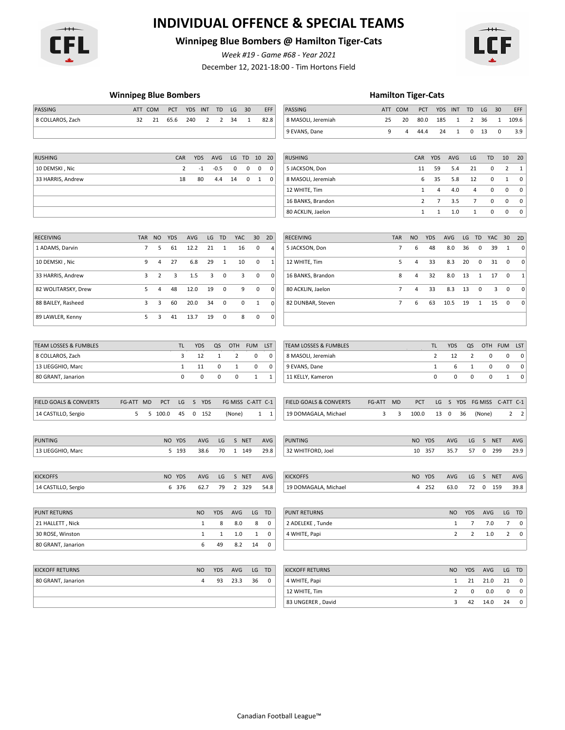# INDIVIDUAL OFFENCE & SPECIAL TEAMS

## Winnipeg Blue Bombers @ Hamilton Tiger-Cats

*Week #19 - Game #68 - Year 2021*

December 12, 2021-18:00 - Tim Hortons Field

### Winnipeg Blue Bombers

| PASSING | ATT | COM | PCT | YDS | INT | TD | LG | 30 | EFF |
|---|---|---|---|---|---|---|---|---|---|
| 8 COLLAROS, Zach | 32 | 21 | 65.6 | 240 | 2 | 2 | 34 | 1 | 82.8 |

| RUSHING | CAR | YDS | AVG | LG | TD | 10 | 20 |
|---|---|---|---|---|---|---|---|
| 10 DEMSKI , Nic | 2 | -1 | -0.5 | 0 | 0 | 0 | 0 |
| 33 HARRIS, Andrew | 18 | 80 | 4.4 | 14 | 0 | 1 | 0 |

| RECEIVING | TAR | NO | YDS | AVG | LG | TD | YAC | 30 | 2D |
|---|---|---|---|---|---|---|---|---|---|
| 1 ADAMS, Darvin | 7 | 5 | 61 | 12.2 | 21 | 1 | 16 | 0 | 4 |
| 10 DEMSKI , Nic | 9 | 4 | 27 | 6.8 | 29 | 1 | 10 | 0 | 1 |
| 33 HARRIS, Andrew | 3 | 2 | 3 | 1.5 | 3 | 0 | 3 | 0 | 0 |
| 82 WOLITARSKY, Drew | 5 | 4 | 48 | 12.0 | 19 | 0 | 9 | 0 | 0 |
| 88 BAILEY, Rasheed | 3 | 3 | 60 | 20.0 | 34 | 0 | 0 | 1 | 0 |
| 89 LAWLER, Kenny | 5 | 3 | 41 | 13.7 | 19 | 0 | 8 | 0 | 0 |

| TEAM LOSSES & FUMBLES | TL | YDS | QS | OTH | FUM | LST |
|---|---|---|---|---|---|---|
| 8 COLLAROS, Zach | 3 | 12 | 1 | 2 | 0 | 0 |
| 13 LIEGGHIO, Marc | 1 | 11 | 0 | 1 | 0 | 0 |
| 80 GRANT, Janarion | 0 | 0 | 0 | 0 | 1 | 1 |

| FIELD GOALS & CONVERTS | FG-ATT | MD | PCT | LG | S | YDS | FG MISS | C-ATT | C-1 |
|---|---|---|---|---|---|---|---|---|---|
| 14 CASTILLO, Sergio | 5 | 5 | 100.0 | 45 | 0 | 152 | (None) | 1 | 1 |

| PUNTING | NO | YDS | AVG | LG | S | NET | AVG |
|---|---|---|---|---|---|---|---|
| 13 LIEGGHIO, Marc | 5 | 193 | 38.6 | 70 | 1 | 149 | 29.8 |

| KICKOFFS | NO | YDS | AVG | LG | S | NET | AVG |
|---|---|---|---|---|---|---|---|
| 14 CASTILLO, Sergio | 6 | 376 | 62.7 | 79 | 2 | 329 | 54.8 |

| PUNT RETURNS | NO | YDS | AVG | LG | TD |
|---|---|---|---|---|---|
| 21 HALLETT , Nick | 1 | 8 | 8.0 | 8 | 0 |
| 30 ROSE, Winston | 1 | 1 | 1.0 | 1 | 0 |
| 80 GRANT, Janarion | 6 | 49 | 8.2 | 14 | 0 |

| KICKOFF RETURNS | NO | YDS | AVG | LG | TD |
|---|---|---|---|---|---|
| 80 GRANT, Janarion | 4 | 93 | 23.3 | 36 | 0 |

### Hamilton Tiger-Cats

| PASSING | ATT | COM | PCT | YDS | INT | TD | LG | 30 | EFF |
|---|---|---|---|---|---|---|---|---|---|
| 8 MASOLI, Jeremiah | 25 | 20 | 80.0 | 185 | 1 | 2 | 36 | 1 | 109.6 |
| 9 EVANS, Dane | 9 | 4 | 44.4 | 24 | 1 | 0 | 13 | 0 | 3.9 |

| RUSHING | CAR | YDS | AVG | LG | TD | 10 | 20 |
|---|---|---|---|---|---|---|---|
| 5 JACKSON, Don | 11 | 59 | 5.4 | 21 | 0 | 2 | 1 |
| 8 MASOLI, Jeremiah | 6 | 35 | 5.8 | 12 | 0 | 1 | 0 |
| 12 WHITE, Tim | 1 | 4 | 4.0 | 4 | 0 | 0 | 0 |
| 16 BANKS, Brandon | 2 | 7 | 3.5 | 7 | 0 | 0 | 0 |
| 80 ACKLIN, Jaelon | 1 | 1 | 1.0 | 1 | 0 | 0 | 0 |

| RECEIVING | TAR | NO | YDS | AVG | LG | TD | YAC | 30 | 2D |
|---|---|---|---|---|---|---|---|---|---|
| 5 JACKSON, Don | 7 | 6 | 48 | 8.0 | 36 | 0 | 39 | 1 | 0 |
| 12 WHITE, Tim | 5 | 4 | 33 | 8.3 | 20 | 0 | 31 | 0 | 0 |
| 16 BANKS, Brandon | 8 | 4 | 32 | 8.0 | 13 | 1 | 17 | 0 | 1 |
| 80 ACKLIN, Jaelon | 7 | 4 | 33 | 8.3 | 13 | 0 | 3 | 0 | 0 |
| 82 DUNBAR, Steven | 7 | 6 | 63 | 10.5 | 19 | 1 | 15 | 0 | 0 |

| TEAM LOSSES & FUMBLES | TL | YDS | QS | OTH | FUM | LST |
|---|---|---|---|---|---|---|
| 8 MASOLI, Jeremiah | 2 | 12 | 2 | 0 | 0 | 0 |
| 9 EVANS, Dane | 1 | 6 | 1 | 0 | 0 | 0 |
| 11 KELLY, Kameron | 0 | 0 | 0 | 0 | 1 | 0 |

| FIELD GOALS & CONVERTS | FG-ATT | MD | PCT | LG | S | YDS | FG MISS | C-ATT | C-1 |
|---|---|---|---|---|---|---|---|---|---|
| 19 DOMAGALA, Michael | 3 | 3 | 100.0 | 13 | 0 | 36 | (None) | 2 | 2 |

| PUNTING | NO | YDS | AVG | LG | S | NET | AVG |
|---|---|---|---|---|---|---|---|
| 32 WHITFORD, Joel | 10 | 357 | 35.7 | 57 | 0 | 299 | 29.9 |

| KICKOFFS | NO | YDS | AVG | LG | S | NET | AVG |
|---|---|---|---|---|---|---|---|
| 19 DOMAGALA, Michael | 4 | 252 | 63.0 | 72 | 0 | 159 | 39.8 |

| PUNT RETURNS | NO | YDS | AVG | LG | TD |
|---|---|---|---|---|---|
| 2 ADELEKE , Tunde | 1 | 7 | 7.0 | 7 | 0 |
| 4 WHITE, Papi | 2 | 2 | 1.0 | 2 | 0 |

| KICKOFF RETURNS | NO | YDS | AVG | LG | TD |
|---|---|---|---|---|---|
| 4 WHITE, Papi | 1 | 21 | 21.0 | 21 | 0 |
| 12 WHITE, Tim | 2 | 0 | 0.0 | 0 | 0 |
| 83 UNGERER , David | 3 | 42 | 14.0 | 24 | 0 |

Canadian Football League™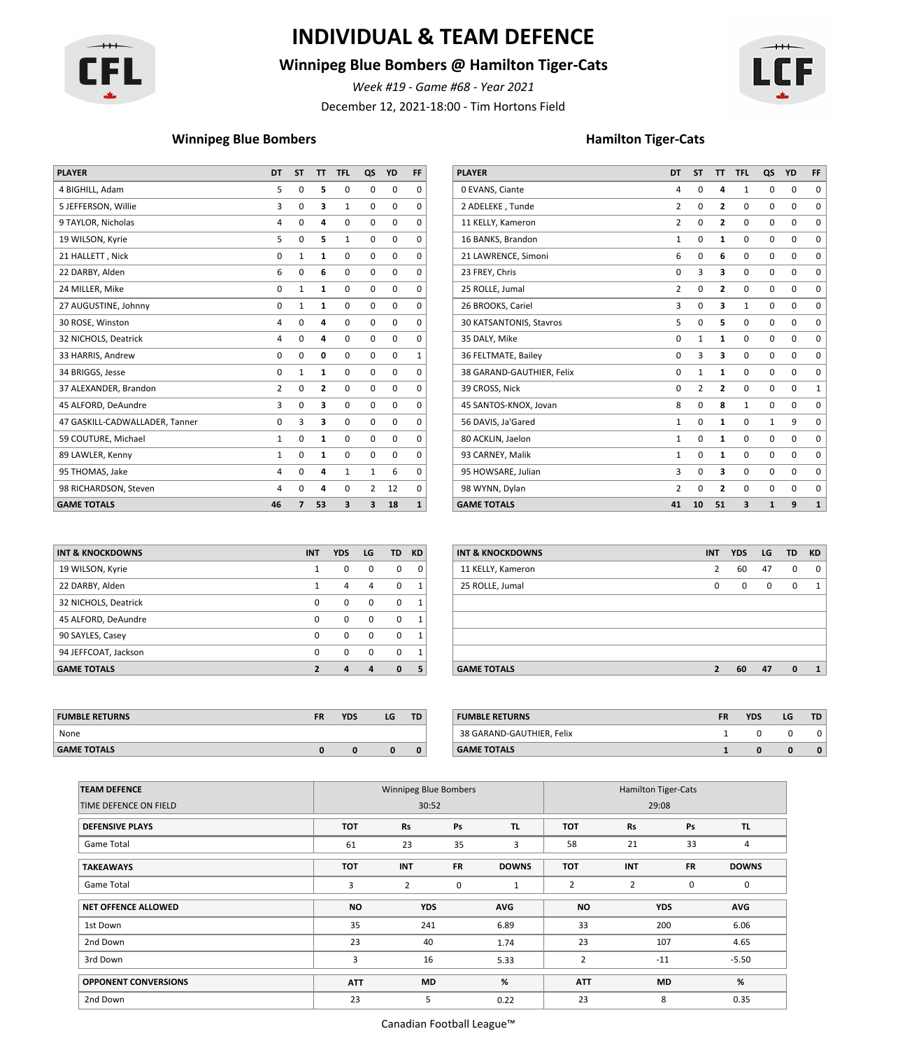# INDIVIDUAL & TEAM DEFENCE

## Winnipeg Blue Bombers @ Hamilton Tiger-Cats

*Week #19 - Game #68 - Year 2021*

December 12, 2021-18:00 - Tim Hortons Field

### Winnipeg Blue Bombers

| PLAYER | DT | ST | TT | TFL | QS | YD | FF |
|---|---|---|---|---|---|---|---|
| 4 BIGHILL, Adam | 5 | 0 | **5** | 0 | 0 | 0 | 0 |
| 5 JEFFERSON, Willie | 3 | 0 | **3** | 1 | 0 | 0 | 0 |
| 9 TAYLOR, Nicholas | 4 | 0 | **4** | 0 | 0 | 0 | 0 |
| 19 WILSON, Kyrie | 5 | 0 | **5** | 1 | 0 | 0 | 0 |
| 21 HALLETT , Nick | 0 | 1 | **1** | 0 | 0 | 0 | 0 |
| 22 DARBY, Alden | 6 | 0 | **6** | 0 | 0 | 0 | 0 |
| 24 MILLER, Mike | 0 | 1 | **1** | 0 | 0 | 0 | 0 |
| 27 AUGUSTINE, Johnny | 0 | 1 | **1** | 0 | 0 | 0 | 0 |
| 30 ROSE, Winston | 4 | 0 | **4** | 0 | 0 | 0 | 0 |
| 32 NICHOLS, Deatrick | 4 | 0 | **4** | 0 | 0 | 0 | 0 |
| 33 HARRIS, Andrew | 0 | 0 | **0** | 0 | 0 | 0 | 1 |
| 34 BRIGGS, Jesse | 0 | 1 | **1** | 0 | 0 | 0 | 0 |
| 37 ALEXANDER, Brandon | 2 | 0 | **2** | 0 | 0 | 0 | 0 |
| 45 ALFORD, DeAundre | 3 | 0 | **3** | 0 | 0 | 0 | 0 |
| 47 GASKILL-CADWALLADER, Tanner | 0 | 3 | **3** | 0 | 0 | 0 | 0 |
| 59 COUTURE, Michael | 1 | 0 | **1** | 0 | 0 | 0 | 0 |
| 89 LAWLER, Kenny | 1 | 0 | **1** | 0 | 0 | 0 | 0 |
| 95 THOMAS, Jake | 4 | 0 | **4** | 1 | 1 | 6 | 0 |
| 98 RICHARDSON, Steven | 4 | 0 | **4** | 0 | 2 | 12 | 0 |
| **GAME TOTALS** | **46** | **7** | **53** | **3** | **3** | **18** | **1** |

| INT & KNOCKDOWNS | INT | YDS | LG | TD | KD |
|---|---|---|---|---|---|
| 19 WILSON, Kyrie | 1 | 0 | 0 | 0 | 0 |
| 22 DARBY, Alden | 1 | 4 | 4 | 0 | 1 |
| 32 NICHOLS, Deatrick | 0 | 0 | 0 | 0 | 1 |
| 45 ALFORD, DeAundre | 0 | 0 | 0 | 0 | 1 |
| 90 SAYLES, Casey | 0 | 0 | 0 | 0 | 1 |
| 94 JEFFCOAT, Jackson | 0 | 0 | 0 | 0 | 1 |
| **GAME TOTALS** | **2** | **4** | **4** | **0** | **5** |

| FUMBLE RETURNS | FR | YDS | LG | TD |
|---|---|---|---|---|
| None | | | | |
| **GAME TOTALS** | **0** | **0** | **0** | **0** |

### Hamilton Tiger-Cats

| PLAYER | DT | ST | TT | TFL | QS | YD | FF |
|---|---|---|---|---|---|---|---|
| 0 EVANS, Ciante | 4 | 0 | **4** | 1 | 0 | 0 | 0 |
| 2 ADELEKE , Tunde | 2 | 0 | **2** | 0 | 0 | 0 | 0 |
| 11 KELLY, Kameron | 2 | 0 | **2** | 0 | 0 | 0 | 0 |
| 16 BANKS, Brandon | 1 | 0 | **1** | 0 | 0 | 0 | 0 |
| 21 LAWRENCE, Simoni | 6 | 0 | **6** | 0 | 0 | 0 | 0 |
| 23 FREY, Chris | 0 | 3 | **3** | 0 | 0 | 0 | 0 |
| 25 ROLLE, Jumal | 2 | 0 | **2** | 0 | 0 | 0 | 0 |
| 26 BROOKS, Cariel | 3 | 0 | **3** | 1 | 0 | 0 | 0 |
| 30 KATSANTONIS, Stavros | 5 | 0 | **5** | 0 | 0 | 0 | 0 |
| 35 DALY, Mike | 0 | 1 | **1** | 0 | 0 | 0 | 0 |
| 36 FELTMATE, Bailey | 0 | 3 | **3** | 0 | 0 | 0 | 0 |
| 38 GARAND-GAUTHIER, Felix | 0 | 1 | **1** | 0 | 0 | 0 | 0 |
| 39 CROSS, Nick | 0 | 2 | **2** | 0 | 0 | 0 | 1 |
| 45 SANTOS-KNOX, Jovan | 8 | 0 | **8** | 1 | 0 | 0 | 0 |
| 56 DAVIS, Ja'Gared | 1 | 0 | **1** | 0 | 1 | 9 | 0 |
| 80 ACKLIN, Jaelon | 1 | 0 | **1** | 0 | 0 | 0 | 0 |
| 93 CARNEY, Malik | 1 | 0 | **1** | 0 | 0 | 0 | 0 |
| 95 HOWSARE, Julian | 3 | 0 | **3** | 0 | 0 | 0 | 0 |
| 98 WYNN, Dylan | 2 | 0 | **2** | 0 | 0 | 0 | 0 |
| **GAME TOTALS** | **41** | **10** | **51** | **3** | **1** | **9** | **1** |

| INT & KNOCKDOWNS | INT | YDS | LG | TD | KD |
|---|---|---|---|---|---|
| 11 KELLY, Kameron | 2 | 60 | 47 | 0 | 0 |
| 25 ROLLE, Jumal | 0 | 0 | 0 | 0 | 1 |
| **GAME TOTALS** | **2** | **60** | **47** | **0** | **1** |

| FUMBLE RETURNS | FR | YDS | LG | TD |
|---|---|---|---|---|
| 38 GARAND-GAUTHIER, Felix | 1 | 0 | 0 | 0 |
| **GAME TOTALS** | **1** | **0** | **0** | **0** |

### Team Defence

| TEAM DEFENCE | Winnipeg Blue Bombers | | | | Hamilton Tiger-Cats | | | |
|---|---|---|---|---|---|---|---|---|
| TIME DEFENCE ON FIELD | 30:52 | | | | 29:08 | | | |
| **DEFENSIVE PLAYS** | **TOT** | **Rs** | **Ps** | **TL** | **TOT** | **Rs** | **Ps** | **TL** |
| Game Total | 61 | 23 | 35 | 3 | 58 | 21 | 33 | 4 |
| **TAKEAWAYS** | **TOT** | **INT** | **FR** | **DOWNS** | **TOT** | **INT** | **FR** | **DOWNS** |
| Game Total | 3 | 2 | 0 | 1 | 2 | 2 | 0 | 0 |
| **NET OFFENCE ALLOWED** | **NO** | **YDS** | **AVG** | | **NO** | **YDS** | **AVG** | |
| 1st Down | 35 | 241 | 6.89 | | 33 | 200 | 6.06 | |
| 2nd Down | 23 | 40 | 1.74 | | 23 | 107 | 4.65 | |
| 3rd Down | 3 | 16 | 5.33 | | 2 | -11 | -5.50 | |
| **OPPONENT CONVERSIONS** | **ATT** | **MD** | **%** | | **ATT** | **MD** | **%** | |
| 2nd Down | 23 | 5 | 0.22 | | 23 | 8 | 0.35 | |

Canadian Football League™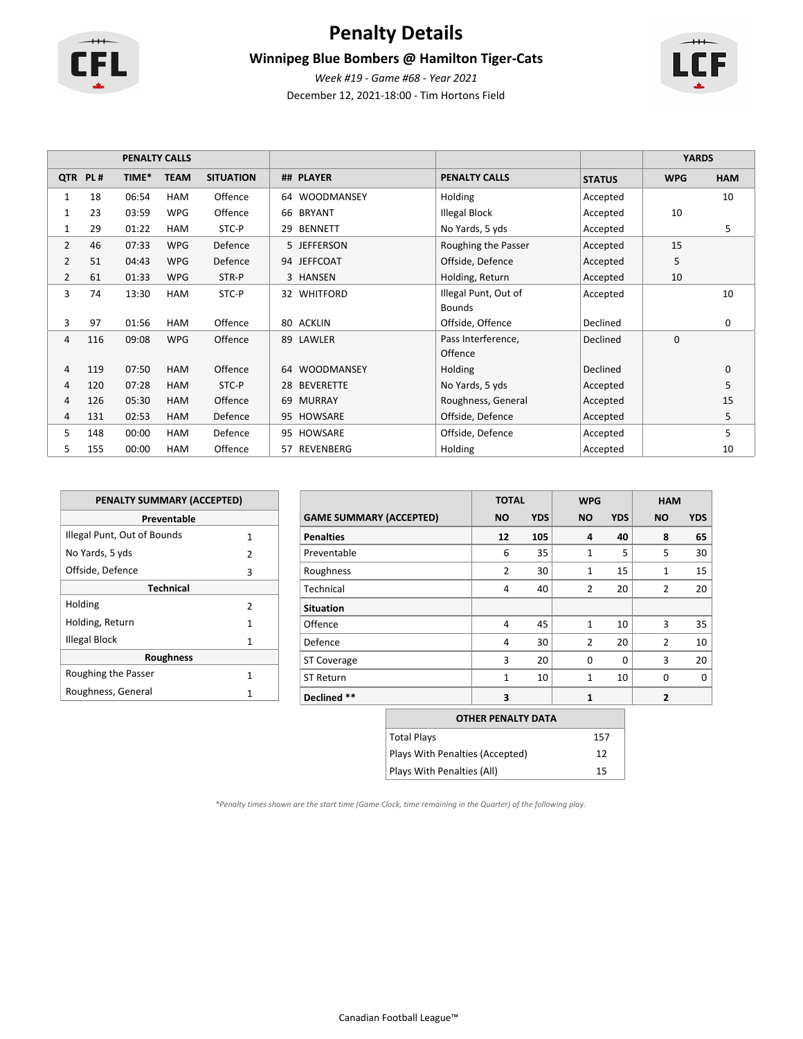# Penalty Details

## Winnipeg Blue Bombers @ Hamilton Tiger-Cats

*Week #19 - Game #68 - Year 2021*

December 12, 2021-18:00 - Tim Hortons Field

| PENALTY CALLS | | | | | | | | YARDS | |
|---|---|---|---|---|---|---|---|---|---|
| QTR | PL # | TIME* | TEAM | SITUATION | ## PLAYER | PENALTY CALLS | STATUS | WPG | HAM |
| 1 | 18 | 06:54 | HAM | Offence | 64 WOODMANSEY | Holding | Accepted | | 10 |
| 1 | 23 | 03:59 | WPG | Offence | 66 BRYANT | Illegal Block | Accepted | 10 | |
| 1 | 29 | 01:22 | HAM | STC-P | 29 BENNETT | No Yards, 5 yds | Accepted | | 5 |
| 2 | 46 | 07:33 | WPG | Defence | 5 JEFFERSON | Roughing the Passer | Accepted | 15 | |
| 2 | 51 | 04:43 | WPG | Defence | 94 JEFFCOAT | Offside, Defence | Accepted | 5 | |
| 2 | 61 | 01:33 | WPG | STR-P | 3 HANSEN | Holding, Return | Accepted | 10 | |
| 3 | 74 | 13:30 | HAM | STC-P | 32 WHITFORD | Illegal Punt, Out of Bounds | Accepted | | 10 |
| 3 | 97 | 01:56 | HAM | Offence | 80 ACKLIN | Offside, Offence | Declined | | 0 |
| 4 | 116 | 09:08 | WPG | Offence | 89 LAWLER | Pass Interference, Offence | Declined | 0 | |
| 4 | 119 | 07:50 | HAM | Offence | 64 WOODMANSEY | Holding | Declined | | 0 |
| 4 | 120 | 07:28 | HAM | STC-P | 28 BEVERETTE | No Yards, 5 yds | Accepted | | 5 |
| 4 | 126 | 05:30 | HAM | Offence | 69 MURRAY | Roughness, General | Accepted | | 15 |
| 4 | 131 | 02:53 | HAM | Defence | 95 HOWSARE | Offside, Defence | Accepted | | 5 |
| 5 | 148 | 00:00 | HAM | Defence | 95 HOWSARE | Offside, Defence | Accepted | | 5 |
| 5 | 155 | 00:00 | HAM | Offence | 57 REVENBERG | Holding | Accepted | | 10 |

| PENALTY SUMMARY (ACCEPTED) | |
|---|---|
| **Preventable** | |
| Illegal Punt, Out of Bounds | 1 |
| No Yards, 5 yds | 2 |
| Offside, Defence | 3 |
| **Technical** | |
| Holding | 2 |
| Holding, Return | 1 |
| Illegal Block | 1 |
| **Roughness** | |
| Roughing the Passer | 1 |
| Roughness, General | 1 |

| | TOTAL | | WPG | | HAM | |
|---|---|---|---|---|---|---|
| GAME SUMMARY (ACCEPTED) | NO | YDS | NO | YDS | NO | YDS |
| **Penalties** | **12** | **105** | **4** | **40** | **8** | **65** |
| Preventable | 6 | 35 | 1 | 5 | 5 | 30 |
| Roughness | 2 | 30 | 1 | 15 | 1 | 15 |
| Technical | 4 | 40 | 2 | 20 | 2 | 20 |
| **Situation** | | | | | | |
| Offence | 4 | 45 | 1 | 10 | 3 | 35 |
| Defence | 4 | 30 | 2 | 20 | 2 | 10 |
| ST Coverage | 3 | 20 | 0 | 0 | 3 | 20 |
| ST Return | 1 | 10 | 1 | 10 | 0 | 0 |
| **Declined \*\*** | **3** | | **1** | | **2** | |

| OTHER PENALTY DATA | |
|---|---|
| Total Plays | 157 |
| Plays With Penalties (Accepted) | 12 |
| Plays With Penalties (All) | 15 |

*\*Penalty times shown are the start time (Game Clock, time remaining in the Quarter) of the following play.*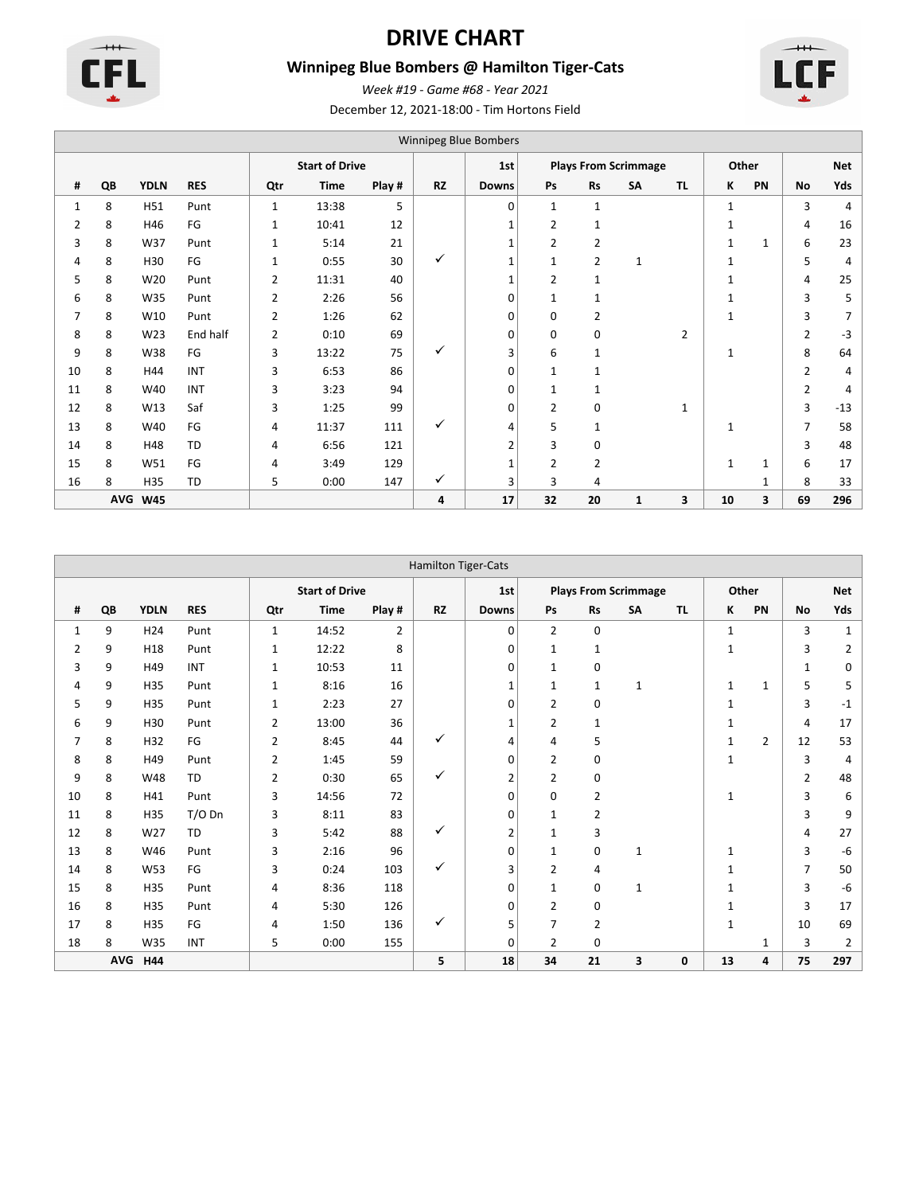# DRIVE CHART

## Winnipeg Blue Bombers @ Hamilton Tiger-Cats

*Week #19 - Game #68 - Year 2021*

December 12, 2021-18:00 - Tim Hortons Field

| Winnipeg Blue Bombers | | | | | | | | | | | | | | | | |
|---|---|---|---|---|---|---|---|---|---|---|---|---|---|---|---|---|
| | | | | Start of Drive | | | | 1st | Plays From Scrimmage | | | | Other | | | Net |
| # | QB | YDLN | RES | Qtr | Time | Play # | RZ | Downs | Ps | Rs | SA | TL | K | PN | No | Yds |
| 1 | 8 | H51 | Punt | 1 | 13:38 | 5 | | 0 | 1 | 1 | | | 1 | | 3 | 4 |
| 2 | 8 | H46 | FG | 1 | 10:41 | 12 | | 1 | 2 | 1 | | | 1 | | 4 | 16 |
| 3 | 8 | W37 | Punt | 1 | 5:14 | 21 | | 1 | 2 | 2 | | | 1 | 1 | 6 | 23 |
| 4 | 8 | H30 | FG | 1 | 0:55 | 30 | ✓ | 1 | 1 | 2 | 1 | | 1 | | 5 | 4 |
| 5 | 8 | W20 | Punt | 2 | 11:31 | 40 | | 1 | 2 | 1 | | | 1 | | 4 | 25 |
| 6 | 8 | W35 | Punt | 2 | 2:26 | 56 | | 0 | 1 | 1 | | | 1 | | 3 | 5 |
| 7 | 8 | W10 | Punt | 2 | 1:26 | 62 | | 0 | 0 | 2 | | | 1 | | 3 | 7 |
| 8 | 8 | W23 | End half | 2 | 0:10 | 69 | | 0 | 0 | 0 | | 2 | | | 2 | -3 |
| 9 | 8 | W38 | FG | 3 | 13:22 | 75 | ✓ | 3 | 6 | 1 | | | 1 | | 8 | 64 |
| 10 | 8 | H44 | INT | 3 | 6:53 | 86 | | 0 | 1 | 1 | | | | | 2 | 4 |
| 11 | 8 | W40 | INT | 3 | 3:23 | 94 | | 0 | 1 | 1 | | | | | 2 | 4 |
| 12 | 8 | W13 | Saf | 3 | 1:25 | 99 | | 0 | 2 | 0 | | 1 | | | 3 | -13 |
| 13 | 8 | W40 | FG | 4 | 11:37 | 111 | ✓ | 4 | 5 | 1 | | | 1 | | 7 | 58 |
| 14 | 8 | H48 | TD | 4 | 6:56 | 121 | | 2 | 3 | 0 | | | | | 3 | 48 |
| 15 | 8 | W51 | FG | 4 | 3:49 | 129 | | 1 | 2 | 2 | | | 1 | 1 | 6 | 17 |
| 16 | 8 | H35 | TD | 5 | 0:00 | 147 | ✓ | 3 | 3 | 4 | | | | 1 | 8 | 33 |
| | AVG | W45 | | | | | 4 | 17 | 32 | 20 | 1 | 3 | 10 | 3 | 69 | 296 |

| Hamilton Tiger-Cats | | | | | | | | | | | | | | | | |
|---|---|---|---|---|---|---|---|---|---|---|---|---|---|---|---|---|
| | | | | Start of Drive | | | | 1st | Plays From Scrimmage | | | | Other | | | Net |
| # | QB | YDLN | RES | Qtr | Time | Play # | RZ | Downs | Ps | Rs | SA | TL | K | PN | No | Yds |
| 1 | 9 | H24 | Punt | 1 | 14:52 | 2 | | 0 | 2 | 0 | | | 1 | | 3 | 1 |
| 2 | 9 | H18 | Punt | 1 | 12:22 | 8 | | 0 | 1 | 1 | | | 1 | | 3 | 2 |
| 3 | 9 | H49 | INT | 1 | 10:53 | 11 | | 0 | 1 | 0 | | | | | 1 | 0 |
| 4 | 9 | H35 | Punt | 1 | 8:16 | 16 | | 1 | 1 | 1 | 1 | | 1 | 1 | 5 | 5 |
| 5 | 9 | H35 | Punt | 1 | 2:23 | 27 | | 0 | 2 | 0 | | | 1 | | 3 | -1 |
| 6 | 9 | H30 | Punt | 2 | 13:00 | 36 | | 1 | 2 | 1 | | | 1 | | 4 | 17 |
| 7 | 8 | H32 | FG | 2 | 8:45 | 44 | ✓ | 4 | 4 | 5 | | | 1 | 2 | 12 | 53 |
| 8 | 8 | H49 | Punt | 2 | 1:45 | 59 | | 0 | 2 | 0 | | | 1 | | 3 | 4 |
| 9 | 8 | W48 | TD | 2 | 0:30 | 65 | ✓ | 2 | 2 | 0 | | | | | 2 | 48 |
| 10 | 8 | H41 | Punt | 3 | 14:56 | 72 | | 0 | 0 | 2 | | | 1 | | 3 | 6 |
| 11 | 8 | H35 | T/O Dn | 3 | 8:11 | 83 | | 0 | 1 | 2 | | | | | 3 | 9 |
| 12 | 8 | W27 | TD | 3 | 5:42 | 88 | ✓ | 2 | 1 | 3 | | | | | 4 | 27 |
| 13 | 8 | W46 | Punt | 3 | 2:16 | 96 | | 0 | 1 | 0 | 1 | | 1 | | 3 | -6 |
| 14 | 8 | W53 | FG | 3 | 0:24 | 103 | ✓ | 3 | 2 | 4 | | | 1 | | 7 | 50 |
| 15 | 8 | H35 | Punt | 4 | 8:36 | 118 | | 0 | 1 | 0 | 1 | | 1 | | 3 | -6 |
| 16 | 8 | H35 | Punt | 4 | 5:30 | 126 | | 0 | 2 | 0 | | | 1 | | 3 | 17 |
| 17 | 8 | H35 | FG | 4 | 1:50 | 136 | ✓ | 5 | 7 | 2 | | | 1 | | 10 | 69 |
| 18 | 8 | W35 | INT | 5 | 0:00 | 155 | | 0 | 2 | 0 | | | | 1 | 3 | 2 |
| | AVG | H44 | | | | | 5 | 18 | 34 | 21 | 3 | 0 | 13 | 4 | 75 | 297 |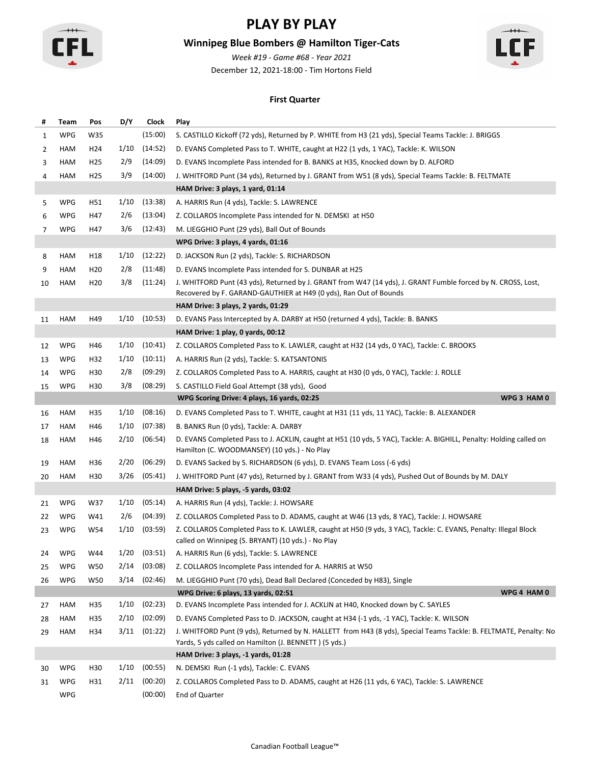# PLAY BY PLAY

## Winnipeg Blue Bombers @ Hamilton Tiger-Cats

*Week #19 - Game #68 - Year 2021*

December 12, 2021-18:00 - Tim Hortons Field

### First Quarter

| # | Team | Pos | D/Y | Clock | Play |
|---|---|---|---|---|---|
| 1 | WPG | W35 | | (15:00) | S. CASTILLO Kickoff (72 yds), Returned by P. WHITE from H3 (21 yds), Special Teams Tackle: J. BRIGGS |
| 2 | HAM | H24 | 1/10 | (14:52) | D. EVANS Completed Pass to T. WHITE, caught at H22 (1 yds, 1 YAC), Tackle: K. WILSON |
| 3 | HAM | H25 | 2/9 | (14:09) | D. EVANS Incomplete Pass intended for B. BANKS at H35, Knocked down by D. ALFORD |
| 4 | HAM | H25 | 3/9 | (14:00) | J. WHITFORD Punt (34 yds), Returned by J. GRANT from W51 (8 yds), Special Teams Tackle: B. FELTMATE |
| | | | | | **HAM Drive: 3 plays, 1 yard, 01:14** |
| 5 | WPG | H51 | 1/10 | (13:38) | A. HARRIS Run (4 yds), Tackle: S. LAWRENCE |
| 6 | WPG | H47 | 2/6 | (13:04) | Z. COLLAROS Incomplete Pass intended for N. DEMSKI at H50 |
| 7 | WPG | H47 | 3/6 | (12:43) | M. LIEGGHIO Punt (29 yds), Ball Out of Bounds |
| | | | | | **WPG Drive: 3 plays, 4 yards, 01:16** |
| 8 | HAM | H18 | 1/10 | (12:22) | D. JACKSON Run (2 yds), Tackle: S. RICHARDSON |
| 9 | HAM | H20 | 2/8 | (11:48) | D. EVANS Incomplete Pass intended for S. DUNBAR at H25 |
| 10 | HAM | H20 | 3/8 | (11:24) | J. WHITFORD Punt (43 yds), Returned by J. GRANT from W47 (14 yds), J. GRANT Fumble forced by N. CROSS, Lost, Recovered by F. GARAND-GAUTHIER at H49 (0 yds), Ran Out of Bounds |
| | | | | | **HAM Drive: 3 plays, 2 yards, 01:29** |
| 11 | HAM | H49 | 1/10 | (10:53) | D. EVANS Pass Intercepted by A. DARBY at H50 (returned 4 yds), Tackle: B. BANKS |
| | | | | | **HAM Drive: 1 play, 0 yards, 00:12** |
| 12 | WPG | H46 | 1/10 | (10:41) | Z. COLLAROS Completed Pass to K. LAWLER, caught at H32 (14 yds, 0 YAC), Tackle: C. BROOKS |
| 13 | WPG | H32 | 1/10 | (10:11) | A. HARRIS Run (2 yds), Tackle: S. KATSANTONIS |
| 14 | WPG | H30 | 2/8 | (09:29) | Z. COLLAROS Completed Pass to A. HARRIS, caught at H30 (0 yds, 0 YAC), Tackle: J. ROLLE |
| 15 | WPG | H30 | 3/8 | (08:29) | S. CASTILLO Field Goal Attempt (38 yds), Good |
| | | | | | **WPG Scoring Drive: 4 plays, 16 yards, 02:25 — WPG 3 HAM 0** |
| 16 | HAM | H35 | 1/10 | (08:16) | D. EVANS Completed Pass to T. WHITE, caught at H31 (11 yds, 11 YAC), Tackle: B. ALEXANDER |
| 17 | HAM | H46 | 1/10 | (07:38) | B. BANKS Run (0 yds), Tackle: A. DARBY |
| 18 | HAM | H46 | 2/10 | (06:54) | D. EVANS Completed Pass to J. ACKLIN, caught at H51 (10 yds, 5 YAC), Tackle: A. BIGHILL, Penalty: Holding called on Hamilton (C. WOODMANSEY) (10 yds.) - No Play |
| 19 | HAM | H36 | 2/20 | (06:29) | D. EVANS Sacked by S. RICHARDSON (6 yds), D. EVANS Team Loss (-6 yds) |
| 20 | HAM | H30 | 3/26 | (05:41) | J. WHITFORD Punt (47 yds), Returned by J. GRANT from W33 (4 yds), Pushed Out of Bounds by M. DALY |
| | | | | | **HAM Drive: 5 plays, -5 yards, 03:02** |
| 21 | WPG | W37 | 1/10 | (05:14) | A. HARRIS Run (4 yds), Tackle: J. HOWSARE |
| 22 | WPG | W41 | 2/6 | (04:39) | Z. COLLAROS Completed Pass to D. ADAMS, caught at W46 (13 yds, 8 YAC), Tackle: J. HOWSARE |
| 23 | WPG | W54 | 1/10 | (03:59) | Z. COLLAROS Completed Pass to K. LAWLER, caught at H50 (9 yds, 3 YAC), Tackle: C. EVANS, Penalty: Illegal Block called on Winnipeg (S. BRYANT) (10 yds.) - No Play |
| 24 | WPG | W44 | 1/20 | (03:51) | A. HARRIS Run (6 yds), Tackle: S. LAWRENCE |
| 25 | WPG | W50 | 2/14 | (03:08) | Z. COLLAROS Incomplete Pass intended for A. HARRIS at W50 |
| 26 | WPG | W50 | 3/14 | (02:46) | M. LIEGGHIO Punt (70 yds), Dead Ball Declared (Conceded by H83), Single |
| | | | | | **WPG Drive: 6 plays, 13 yards, 02:51 — WPG 4 HAM 0** |
| 27 | HAM | H35 | 1/10 | (02:23) | D. EVANS Incomplete Pass intended for J. ACKLIN at H40, Knocked down by C. SAYLES |
| 28 | HAM | H35 | 2/10 | (02:09) | D. EVANS Completed Pass to D. JACKSON, caught at H34 (-1 yds, -1 YAC), Tackle: K. WILSON |
| 29 | HAM | H34 | 3/11 | (01:22) | J. WHITFORD Punt (9 yds), Returned by N. HALLETT from H43 (8 yds), Special Teams Tackle: B. FELTMATE, Penalty: No Yards, 5 yds called on Hamilton (J. BENNETT ) (5 yds.) |
| | | | | | **HAM Drive: 3 plays, -1 yards, 01:28** |
| 30 | WPG | H30 | 1/10 | (00:55) | N. DEMSKI Run (-1 yds), Tackle: C. EVANS |
| 31 | WPG | H31 | 2/11 | (00:20) | Z. COLLAROS Completed Pass to D. ADAMS, caught at H26 (11 yds, 6 YAC), Tackle: S. LAWRENCE |
| | WPG | | | (00:00) | End of Quarter |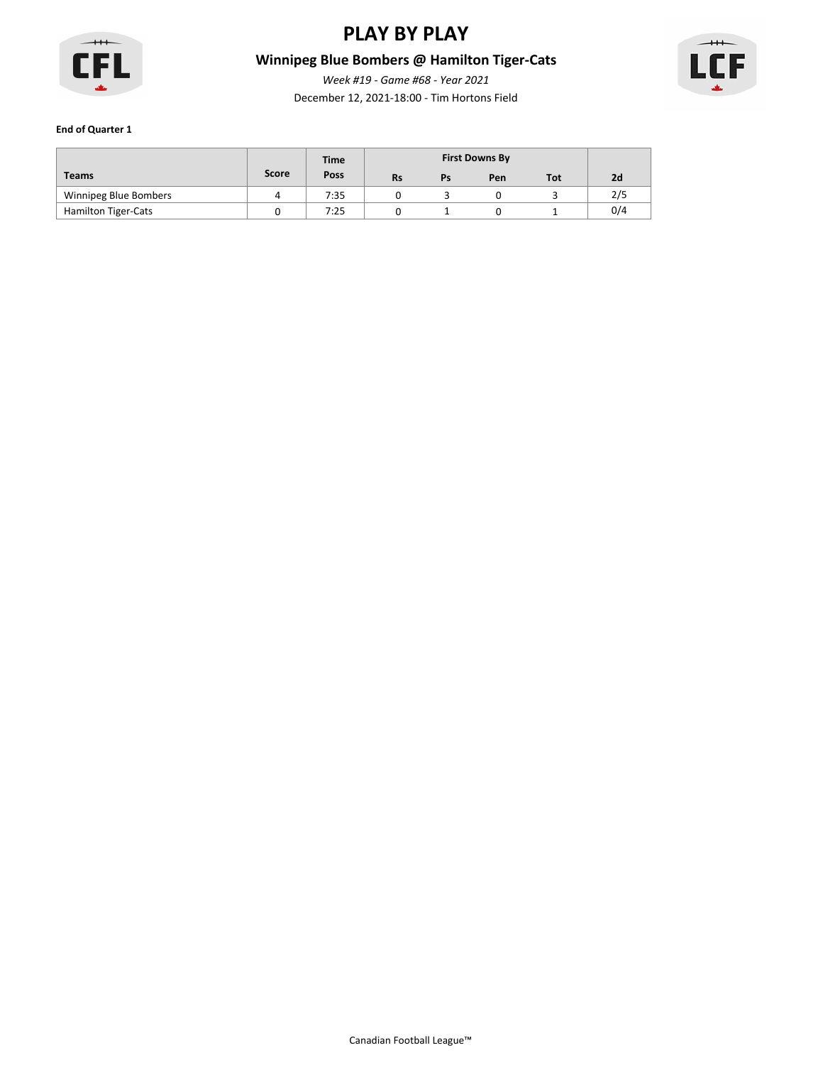# PLAY BY PLAY

## Winnipeg Blue Bombers @ Hamilton Tiger-Cats

*Week #19 - Game #68 - Year 2021*

December 12, 2021-18:00 - Tim Hortons Field

**End of Quarter 1**

| Teams | Score | Time Poss | First Downs By | | | | 2d |
|---|---|---|---|---|---|---|---|
| | | | Rs | Ps | Pen | Tot | |
| Winnipeg Blue Bombers | 4 | 7:35 | 0 | 3 | 0 | 3 | 2/5 |
| Hamilton Tiger-Cats | 0 | 7:25 | 0 | 1 | 0 | 1 | 0/4 |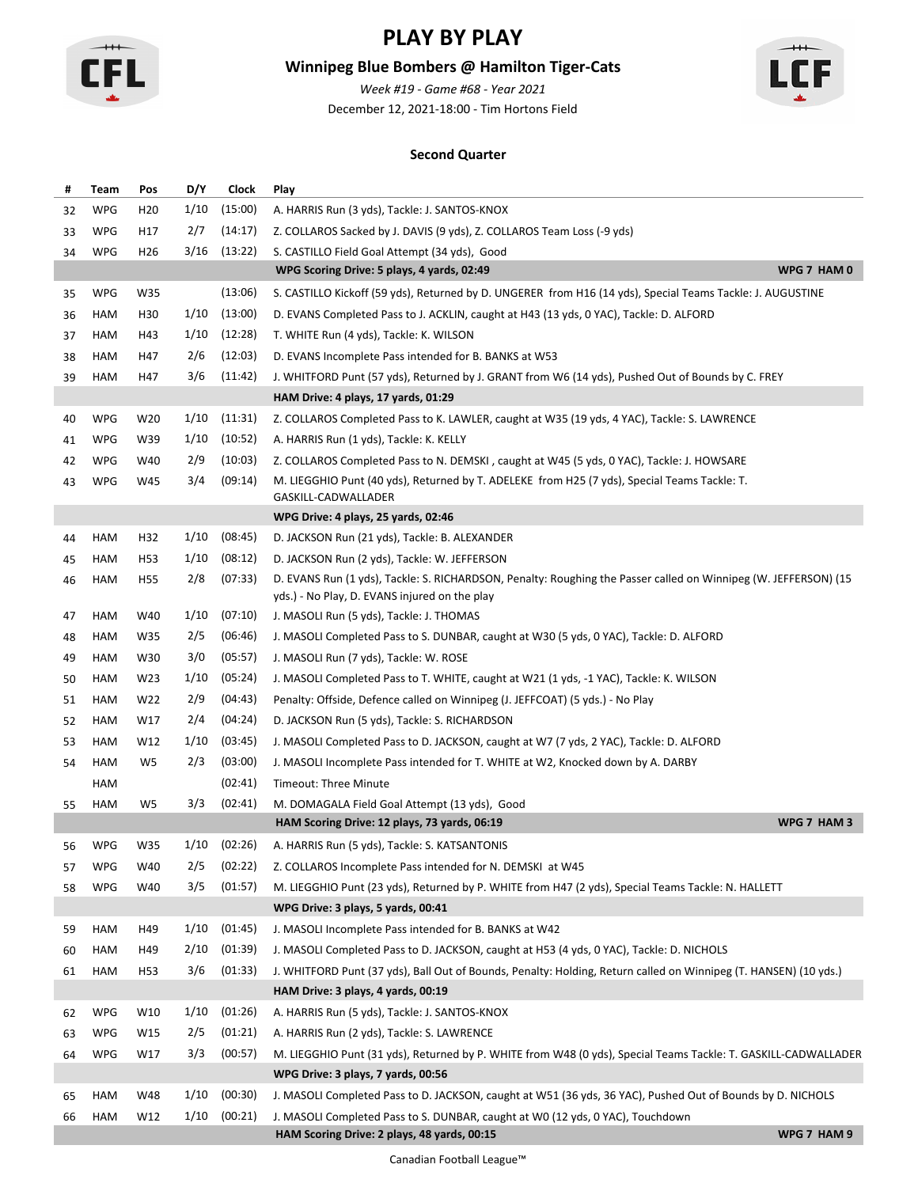# PLAY BY PLAY

## Winnipeg Blue Bombers @ Hamilton Tiger-Cats

*Week #19 - Game #68 - Year 2021*

December 12, 2021-18:00 - Tim Hortons Field

### Second Quarter

| # | Team | Pos | D/Y | Clock | Play |
|---|---|---|---|---|---|
| 32 | WPG | H20 | 1/10 | (15:00) | A. HARRIS Run (3 yds), Tackle: J. SANTOS-KNOX |
| 33 | WPG | H17 | 2/7 | (14:17) | Z. COLLAROS Sacked by J. DAVIS (9 yds), Z. COLLAROS Team Loss (-9 yds) |
| 34 | WPG | H26 | 3/16 | (13:22) | S. CASTILLO Field Goal Attempt (34 yds), Good |
| | | | | | **WPG Scoring Drive: 5 plays, 4 yards, 02:49** — **WPG 7 HAM 0** |
| 35 | WPG | W35 | | (13:06) | S. CASTILLO Kickoff (59 yds), Returned by D. UNGERER from H16 (14 yds), Special Teams Tackle: J. AUGUSTINE |
| 36 | HAM | H30 | 1/10 | (13:00) | D. EVANS Completed Pass to J. ACKLIN, caught at H43 (13 yds, 0 YAC), Tackle: D. ALFORD |
| 37 | HAM | H43 | 1/10 | (12:28) | T. WHITE Run (4 yds), Tackle: K. WILSON |
| 38 | HAM | H47 | 2/6 | (12:03) | D. EVANS Incomplete Pass intended for B. BANKS at W53 |
| 39 | HAM | H47 | 3/6 | (11:42) | J. WHITFORD Punt (57 yds), Returned by J. GRANT from W6 (14 yds), Pushed Out of Bounds by C. FREY |
| | | | | | **HAM Drive: 4 plays, 17 yards, 01:29** |
| 40 | WPG | W20 | 1/10 | (11:31) | Z. COLLAROS Completed Pass to K. LAWLER, caught at W35 (19 yds, 4 YAC), Tackle: S. LAWRENCE |
| 41 | WPG | W39 | 1/10 | (10:52) | A. HARRIS Run (1 yds), Tackle: K. KELLY |
| 42 | WPG | W40 | 2/9 | (10:03) | Z. COLLAROS Completed Pass to N. DEMSKI , caught at W45 (5 yds, 0 YAC), Tackle: J. HOWSARE |
| 43 | WPG | W45 | 3/4 | (09:14) | M. LIEGGHIO Punt (40 yds), Returned by T. ADELEKE from H25 (7 yds), Special Teams Tackle: T. GASKILL-CADWALLADER |
| | | | | | **WPG Drive: 4 plays, 25 yards, 02:46** |
| 44 | HAM | H32 | 1/10 | (08:45) | D. JACKSON Run (21 yds), Tackle: B. ALEXANDER |
| 45 | HAM | H53 | 1/10 | (08:12) | D. JACKSON Run (2 yds), Tackle: W. JEFFERSON |
| 46 | HAM | H55 | 2/8 | (07:33) | D. EVANS Run (1 yds), Tackle: S. RICHARDSON, Penalty: Roughing the Passer called on Winnipeg (W. JEFFERSON) (15 yds.) - No Play, D. EVANS injured on the play |
| 47 | HAM | W40 | 1/10 | (07:10) | J. MASOLI Run (5 yds), Tackle: J. THOMAS |
| 48 | HAM | W35 | 2/5 | (06:46) | J. MASOLI Completed Pass to S. DUNBAR, caught at W30 (5 yds, 0 YAC), Tackle: D. ALFORD |
| 49 | HAM | W30 | 3/0 | (05:57) | J. MASOLI Run (7 yds), Tackle: W. ROSE |
| 50 | HAM | W23 | 1/10 | (05:24) | J. MASOLI Completed Pass to T. WHITE, caught at W21 (1 yds, -1 YAC), Tackle: K. WILSON |
| 51 | HAM | W22 | 2/9 | (04:43) | Penalty: Offside, Defence called on Winnipeg (J. JEFFCOAT) (5 yds.) - No Play |
| 52 | HAM | W17 | 2/4 | (04:24) | D. JACKSON Run (5 yds), Tackle: S. RICHARDSON |
| 53 | HAM | W12 | 1/10 | (03:45) | J. MASOLI Completed Pass to D. JACKSON, caught at W7 (7 yds, 2 YAC), Tackle: D. ALFORD |
| 54 | HAM | W5 | 2/3 | (03:00) | J. MASOLI Incomplete Pass intended for T. WHITE at W2, Knocked down by A. DARBY |
| | HAM | | | (02:41) | Timeout: Three Minute |
| 55 | HAM | W5 | 3/3 | (02:41) | M. DOMAGALA Field Goal Attempt (13 yds), Good |
| | | | | | **HAM Scoring Drive: 12 plays, 73 yards, 06:19** — **WPG 7 HAM 3** |
| 56 | WPG | W35 | 1/10 | (02:26) | A. HARRIS Run (5 yds), Tackle: S. KATSANTONIS |
| 57 | WPG | W40 | 2/5 | (02:22) | Z. COLLAROS Incomplete Pass intended for N. DEMSKI at W45 |
| 58 | WPG | W40 | 3/5 | (01:57) | M. LIEGGHIO Punt (23 yds), Returned by P. WHITE from H47 (2 yds), Special Teams Tackle: N. HALLETT |
| | | | | | **WPG Drive: 3 plays, 5 yards, 00:41** |
| 59 | HAM | H49 | 1/10 | (01:45) | J. MASOLI Incomplete Pass intended for B. BANKS at W42 |
| 60 | HAM | H49 | 2/10 | (01:39) | J. MASOLI Completed Pass to D. JACKSON, caught at H53 (4 yds, 0 YAC), Tackle: D. NICHOLS |
| 61 | HAM | H53 | 3/6 | (01:33) | J. WHITFORD Punt (37 yds), Ball Out of Bounds, Penalty: Holding, Return called on Winnipeg (T. HANSEN) (10 yds.) |
| | | | | | **HAM Drive: 3 plays, 4 yards, 00:19** |
| 62 | WPG | W10 | 1/10 | (01:26) | A. HARRIS Run (5 yds), Tackle: J. SANTOS-KNOX |
| 63 | WPG | W15 | 2/5 | (01:21) | A. HARRIS Run (2 yds), Tackle: S. LAWRENCE |
| 64 | WPG | W17 | 3/3 | (00:57) | M. LIEGGHIO Punt (31 yds), Returned by P. WHITE from W48 (0 yds), Special Teams Tackle: T. GASKILL-CADWALLADER |
| | | | | | **WPG Drive: 3 plays, 7 yards, 00:56** |
| 65 | HAM | W48 | 1/10 | (00:30) | J. MASOLI Completed Pass to D. JACKSON, caught at W51 (36 yds, 36 YAC), Pushed Out of Bounds by D. NICHOLS |
| 66 | HAM | W12 | 1/10 | (00:21) | J. MASOLI Completed Pass to S. DUNBAR, caught at W0 (12 yds, 0 YAC), Touchdown |
| | | | | | **HAM Scoring Drive: 2 plays, 48 yards, 00:15** — **WPG 7 HAM 9** |

Canadian Football League™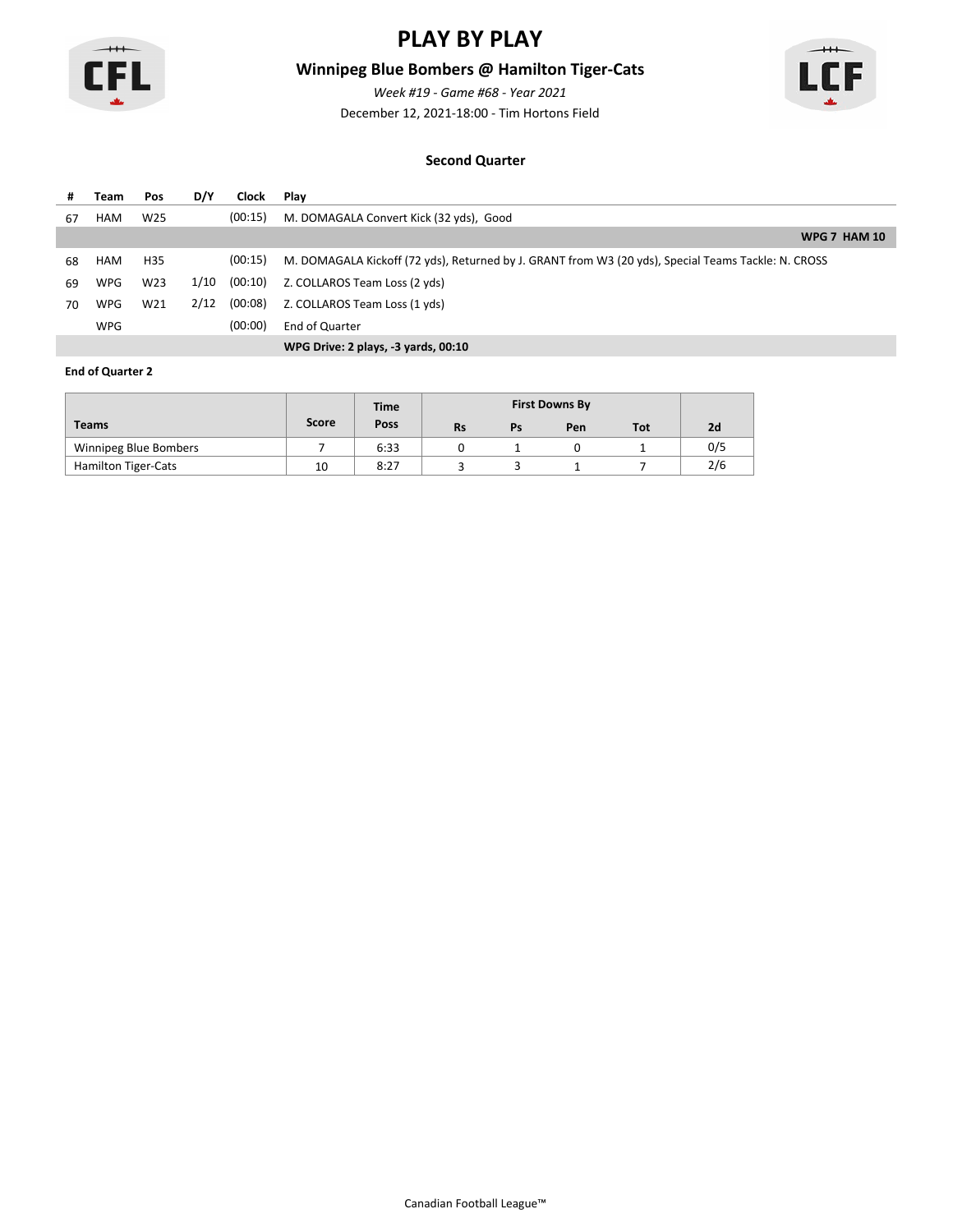# PLAY BY PLAY

## Winnipeg Blue Bombers @ Hamilton Tiger-Cats

*Week #19 - Game #68 - Year 2021*

December 12, 2021-18:00 - Tim Hortons Field

### Second Quarter

| # | Team | Pos | D/Y | Clock | Play |
|---|---|---|---|---|---|
| 67 | HAM | W25 | | (00:15) | M. DOMAGALA Convert Kick (32 yds), Good |
| | | | | | **WPG 7 HAM 10** |
| 68 | HAM | H35 | | (00:15) | M. DOMAGALA Kickoff (72 yds), Returned by J. GRANT from W3 (20 yds), Special Teams Tackle: N. CROSS |
| 69 | WPG | W23 | 1/10 | (00:10) | Z. COLLAROS Team Loss (2 yds) |
| 70 | WPG | W21 | 2/12 | (00:08) | Z. COLLAROS Team Loss (1 yds) |
| | WPG | | | (00:00) | End of Quarter |
| | | | | | **WPG Drive: 2 plays, -3 yards, 00:10** |

**End of Quarter 2**

| Teams | Score | Time Poss | First Downs By | | | | 2d |
|---|---|---|---|---|---|---|---|
| | | | Rs | Ps | Pen | Tot | |
| Winnipeg Blue Bombers | 7 | 6:33 | 0 | 1 | 0 | 1 | 0/5 |
| Hamilton Tiger-Cats | 10 | 8:27 | 3 | 3 | 1 | 7 | 2/6 |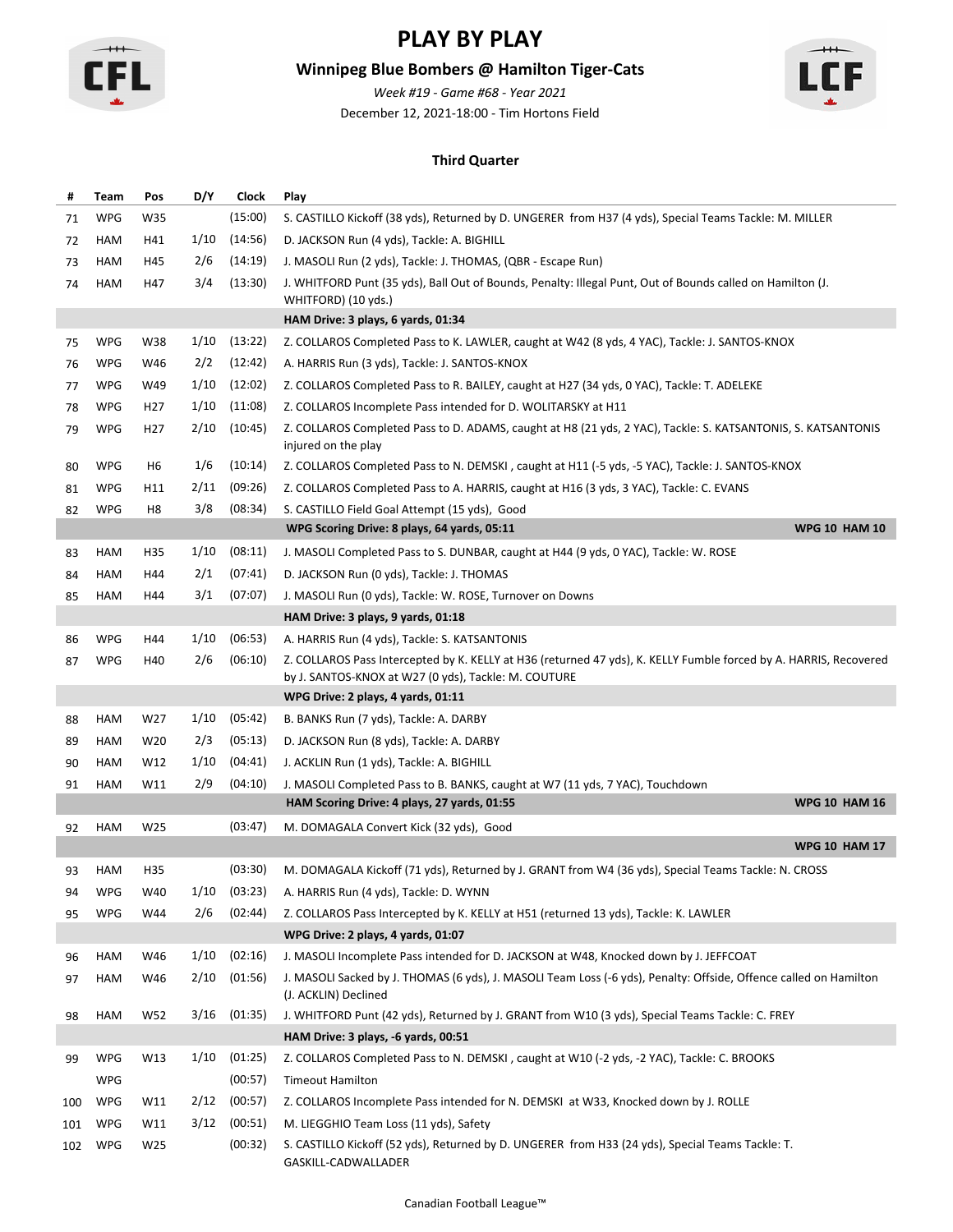# PLAY BY PLAY

## Winnipeg Blue Bombers @ Hamilton Tiger-Cats

*Week #19 - Game #68 - Year 2021*

December 12, 2021-18:00 - Tim Hortons Field

### Third Quarter

| # | Team | Pos | D/Y | Clock | Play |
|---|---|---|---|---|---|
| 71 | WPG | W35 | | (15:00) | S. CASTILLO Kickoff (38 yds), Returned by D. UNGERER from H37 (4 yds), Special Teams Tackle: M. MILLER |
| 72 | HAM | H41 | 1/10 | (14:56) | D. JACKSON Run (4 yds), Tackle: A. BIGHILL |
| 73 | HAM | H45 | 2/6 | (14:19) | J. MASOLI Run (2 yds), Tackle: J. THOMAS, (QBR - Escape Run) |
| 74 | HAM | H47 | 3/4 | (13:30) | J. WHITFORD Punt (35 yds), Ball Out of Bounds, Penalty: Illegal Punt, Out of Bounds called on Hamilton (J. WHITFORD) (10 yds.) |
| | | | | | **HAM Drive: 3 plays, 6 yards, 01:34** |
| 75 | WPG | W38 | 1/10 | (13:22) | Z. COLLAROS Completed Pass to K. LAWLER, caught at W42 (8 yds, 4 YAC), Tackle: J. SANTOS-KNOX |
| 76 | WPG | W46 | 2/2 | (12:42) | A. HARRIS Run (3 yds), Tackle: J. SANTOS-KNOX |
| 77 | WPG | W49 | 1/10 | (12:02) | Z. COLLAROS Completed Pass to R. BAILEY, caught at H27 (34 yds, 0 YAC), Tackle: T. ADELEKE |
| 78 | WPG | H27 | 1/10 | (11:08) | Z. COLLAROS Incomplete Pass intended for D. WOLITARSKY at H11 |
| 79 | WPG | H27 | 2/10 | (10:45) | Z. COLLAROS Completed Pass to D. ADAMS, caught at H8 (21 yds, 2 YAC), Tackle: S. KATSANTONIS, S. KATSANTONIS injured on the play |
| 80 | WPG | H6 | 1/6 | (10:14) | Z. COLLAROS Completed Pass to N. DEMSKI , caught at H11 (-5 yds, -5 YAC), Tackle: J. SANTOS-KNOX |
| 81 | WPG | H11 | 2/11 | (09:26) | Z. COLLAROS Completed Pass to A. HARRIS, caught at H16 (3 yds, 3 YAC), Tackle: C. EVANS |
| 82 | WPG | H8 | 3/8 | (08:34) | S. CASTILLO Field Goal Attempt (15 yds), Good |
| | | | | | **WPG Scoring Drive: 8 plays, 64 yards, 05:11** — **WPG 10 HAM 10** |
| 83 | HAM | H35 | 1/10 | (08:11) | J. MASOLI Completed Pass to S. DUNBAR, caught at H44 (9 yds, 0 YAC), Tackle: W. ROSE |
| 84 | HAM | H44 | 2/1 | (07:41) | D. JACKSON Run (0 yds), Tackle: J. THOMAS |
| 85 | HAM | H44 | 3/1 | (07:07) | J. MASOLI Run (0 yds), Tackle: W. ROSE, Turnover on Downs |
| | | | | | **HAM Drive: 3 plays, 9 yards, 01:18** |
| 86 | WPG | H44 | 1/10 | (06:53) | A. HARRIS Run (4 yds), Tackle: S. KATSANTONIS |
| 87 | WPG | H40 | 2/6 | (06:10) | Z. COLLAROS Pass Intercepted by K. KELLY at H36 (returned 47 yds), K. KELLY Fumble forced by A. HARRIS, Recovered by J. SANTOS-KNOX at W27 (0 yds), Tackle: M. COUTURE |
| | | | | | **WPG Drive: 2 plays, 4 yards, 01:11** |
| 88 | HAM | W27 | 1/10 | (05:42) | B. BANKS Run (7 yds), Tackle: A. DARBY |
| 89 | HAM | W20 | 2/3 | (05:13) | D. JACKSON Run (8 yds), Tackle: A. DARBY |
| 90 | HAM | W12 | 1/10 | (04:41) | J. ACKLIN Run (1 yds), Tackle: A. BIGHILL |
| 91 | HAM | W11 | 2/9 | (04:10) | J. MASOLI Completed Pass to B. BANKS, caught at W7 (11 yds, 7 YAC), Touchdown |
| | | | | | **HAM Scoring Drive: 4 plays, 27 yards, 01:55** — **WPG 10 HAM 16** |
| 92 | HAM | W25 | | (03:47) | M. DOMAGALA Convert Kick (32 yds), Good |
| | | | | | **WPG 10 HAM 17** |
| 93 | HAM | H35 | | (03:30) | M. DOMAGALA Kickoff (71 yds), Returned by J. GRANT from W4 (36 yds), Special Teams Tackle: N. CROSS |
| 94 | WPG | W40 | 1/10 | (03:23) | A. HARRIS Run (4 yds), Tackle: D. WYNN |
| 95 | WPG | W44 | 2/6 | (02:44) | Z. COLLAROS Pass Intercepted by K. KELLY at H51 (returned 13 yds), Tackle: K. LAWLER |
| | | | | | **WPG Drive: 2 plays, 4 yards, 01:07** |
| 96 | HAM | W46 | 1/10 | (02:16) | J. MASOLI Incomplete Pass intended for D. JACKSON at W48, Knocked down by J. JEFFCOAT |
| 97 | HAM | W46 | 2/10 | (01:56) | J. MASOLI Sacked by J. THOMAS (6 yds), J. MASOLI Team Loss (-6 yds), Penalty: Offside, Offence called on Hamilton (J. ACKLIN) Declined |
| 98 | HAM | W52 | 3/16 | (01:35) | J. WHITFORD Punt (42 yds), Returned by J. GRANT from W10 (3 yds), Special Teams Tackle: C. FREY |
| | | | | | **HAM Drive: 3 plays, -6 yards, 00:51** |
| 99 | WPG | W13 | 1/10 | (01:25) | Z. COLLAROS Completed Pass to N. DEMSKI , caught at W10 (-2 yds, -2 YAC), Tackle: C. BROOKS |
| | WPG | | | (00:57) | Timeout Hamilton |
| 100 | WPG | W11 | 2/12 | (00:57) | Z. COLLAROS Incomplete Pass intended for N. DEMSKI at W33, Knocked down by J. ROLLE |
| 101 | WPG | W11 | 3/12 | (00:51) | M. LIEGGHIO Team Loss (11 yds), Safety |
| 102 | WPG | W25 | | (00:32) | S. CASTILLO Kickoff (52 yds), Returned by D. UNGERER from H33 (24 yds), Special Teams Tackle: T. GASKILL-CADWALLADER |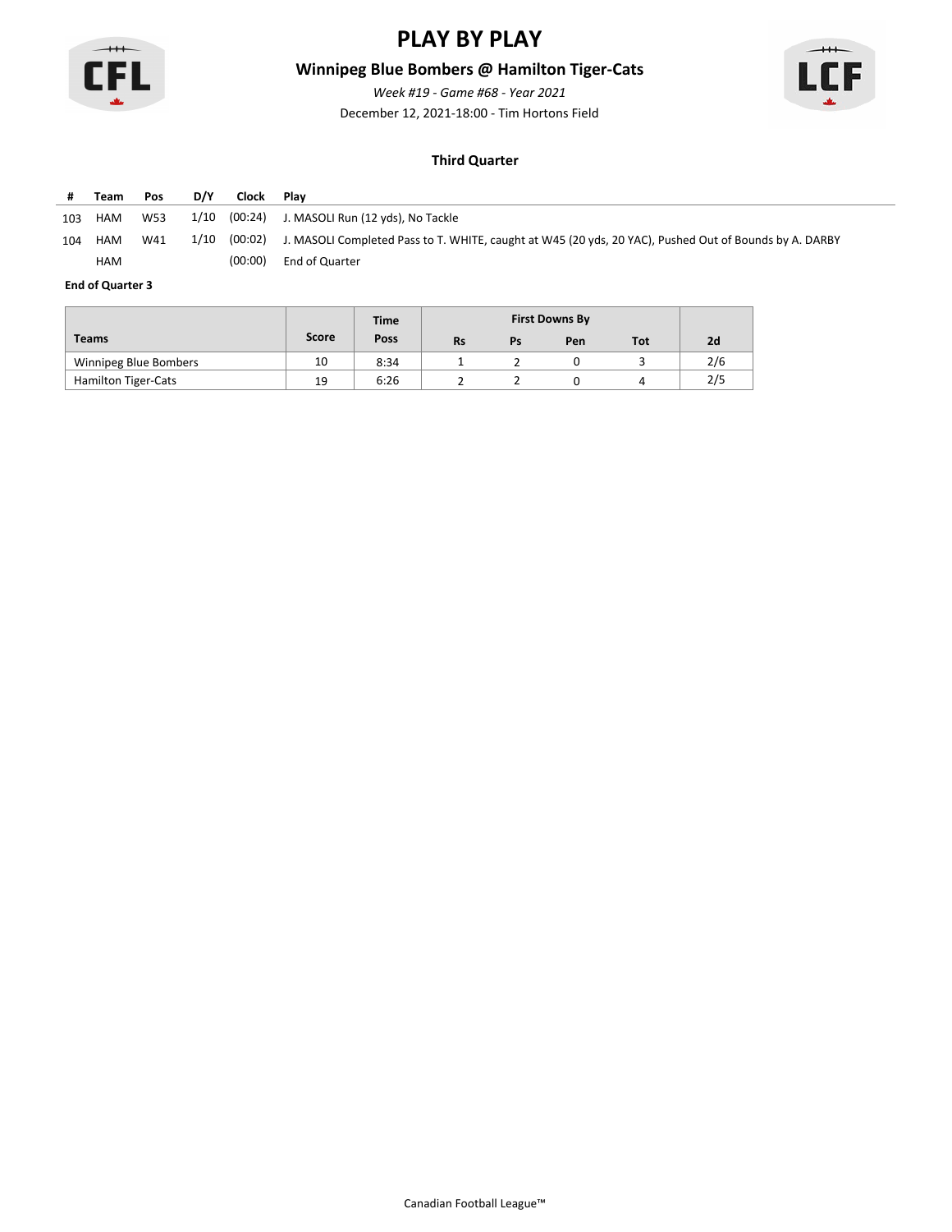# PLAY BY PLAY

## Winnipeg Blue Bombers @ Hamilton Tiger-Cats

*Week #19 - Game #68 - Year 2021*

December 12, 2021-18:00 - Tim Hortons Field

### Third Quarter

| # | Team | Pos | D/Y | Clock | Play |
|---|---|---|---|---|---|
| 103 | HAM | W53 | 1/10 | (00:24) | J. MASOLI Run (12 yds), No Tackle |
| 104 | HAM | W41 | 1/10 | (00:02) | J. MASOLI Completed Pass to T. WHITE, caught at W45 (20 yds, 20 YAC), Pushed Out of Bounds by A. DARBY |
| | HAM | | | (00:00) | End of Quarter |

**End of Quarter 3**

| Teams | Score | Time Poss | First Downs By | | | | 2d |
|---|---|---|---|---|---|---|---|
| | | | Rs | Ps | Pen | Tot | |
| Winnipeg Blue Bombers | 10 | 8:34 | 1 | 2 | 0 | 3 | 2/6 |
| Hamilton Tiger-Cats | 19 | 6:26 | 2 | 2 | 0 | 4 | 2/5 |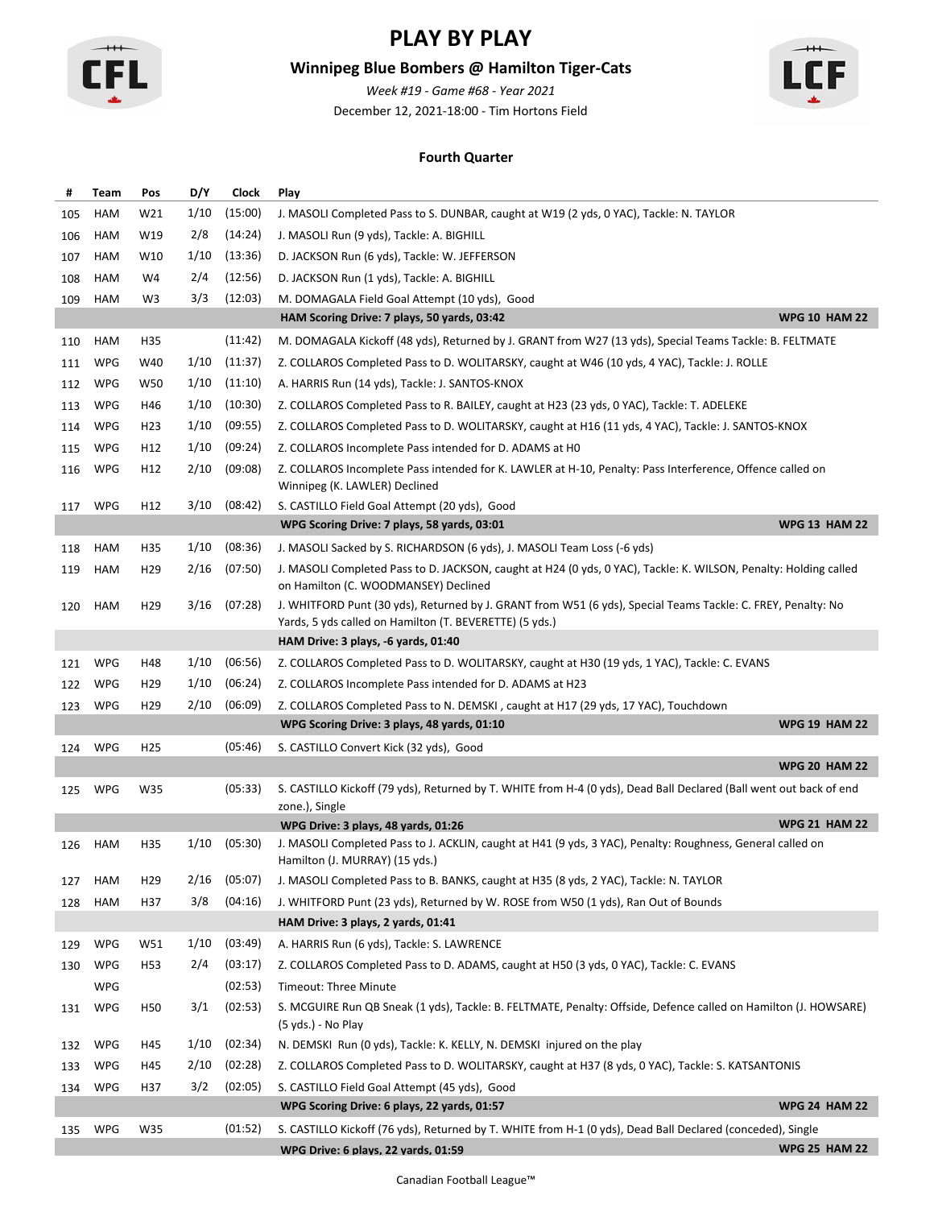# PLAY BY PLAY

## Winnipeg Blue Bombers @ Hamilton Tiger-Cats

*Week #19 - Game #68 - Year 2021*

December 12, 2021-18:00 - Tim Hortons Field

### Fourth Quarter

| # | Team | Pos | D/Y | Clock | Play |
|---|---|---|---|---|---|
| 105 | HAM | W21 | 1/10 | (15:00) | J. MASOLI Completed Pass to S. DUNBAR, caught at W19 (2 yds, 0 YAC), Tackle: N. TAYLOR |
| 106 | HAM | W19 | 2/8 | (14:24) | J. MASOLI Run (9 yds), Tackle: A. BIGHILL |
| 107 | HAM | W10 | 1/10 | (13:36) | D. JACKSON Run (6 yds), Tackle: W. JEFFERSON |
| 108 | HAM | W4 | 2/4 | (12:56) | D. JACKSON Run (1 yds), Tackle: A. BIGHILL |
| 109 | HAM | W3 | 3/3 | (12:03) | M. DOMAGALA Field Goal Attempt (10 yds), Good |
| | | | | | **HAM Scoring Drive: 7 plays, 50 yards, 03:42** — **WPG 10 HAM 22** |
| 110 | HAM | H35 | | (11:42) | M. DOMAGALA Kickoff (48 yds), Returned by J. GRANT from W27 (13 yds), Special Teams Tackle: B. FELTMATE |
| 111 | WPG | W40 | 1/10 | (11:37) | Z. COLLAROS Completed Pass to D. WOLITARSKY, caught at W46 (10 yds, 4 YAC), Tackle: J. ROLLE |
| 112 | WPG | W50 | 1/10 | (11:10) | A. HARRIS Run (14 yds), Tackle: J. SANTOS-KNOX |
| 113 | WPG | H46 | 1/10 | (10:30) | Z. COLLAROS Completed Pass to R. BAILEY, caught at H23 (23 yds, 0 YAC), Tackle: T. ADELEKE |
| 114 | WPG | H23 | 1/10 | (09:55) | Z. COLLAROS Completed Pass to D. WOLITARSKY, caught at H16 (11 yds, 4 YAC), Tackle: J. SANTOS-KNOX |
| 115 | WPG | H12 | 1/10 | (09:24) | Z. COLLAROS Incomplete Pass intended for D. ADAMS at H0 |
| 116 | WPG | H12 | 2/10 | (09:08) | Z. COLLAROS Incomplete Pass intended for K. LAWLER at H-10, Penalty: Pass Interference, Offence called on Winnipeg (K. LAWLER) Declined |
| 117 | WPG | H12 | 3/10 | (08:42) | S. CASTILLO Field Goal Attempt (20 yds), Good |
| | | | | | **WPG Scoring Drive: 7 plays, 58 yards, 03:01** — **WPG 13 HAM 22** |
| 118 | HAM | H35 | 1/10 | (08:36) | J. MASOLI Sacked by S. RICHARDSON (6 yds), J. MASOLI Team Loss (-6 yds) |
| 119 | HAM | H29 | 2/16 | (07:50) | J. MASOLI Completed Pass to D. JACKSON, caught at H24 (0 yds, 0 YAC), Tackle: K. WILSON, Penalty: Holding called on Hamilton (C. WOODMANSEY) Declined |
| 120 | HAM | H29 | 3/16 | (07:28) | J. WHITFORD Punt (30 yds), Returned by J. GRANT from W51 (6 yds), Special Teams Tackle: C. FREY, Penalty: No Yards, 5 yds called on Hamilton (T. BEVERETTE) (5 yds.) |
| | | | | | **HAM Drive: 3 plays, -6 yards, 01:40** |
| 121 | WPG | H48 | 1/10 | (06:56) | Z. COLLAROS Completed Pass to D. WOLITARSKY, caught at H30 (19 yds, 1 YAC), Tackle: C. EVANS |
| 122 | WPG | H29 | 1/10 | (06:24) | Z. COLLAROS Incomplete Pass intended for D. ADAMS at H23 |
| 123 | WPG | H29 | 2/10 | (06:09) | Z. COLLAROS Completed Pass to N. DEMSKI , caught at H17 (29 yds, 17 YAC), Touchdown |
| | | | | | **WPG Scoring Drive: 3 plays, 48 yards, 01:10** — **WPG 19 HAM 22** |
| 124 | WPG | H25 | | (05:46) | S. CASTILLO Convert Kick (32 yds), Good |
| | | | | | **WPG 20 HAM 22** |
| 125 | WPG | W35 | | (05:33) | S. CASTILLO Kickoff (79 yds), Returned by T. WHITE from H-4 (0 yds), Dead Ball Declared (Ball went out back of end zone.), Single |
| | | | | | **WPG Drive: 3 plays, 48 yards, 01:26** — **WPG 21 HAM 22** |
| 126 | HAM | H35 | 1/10 | (05:30) | J. MASOLI Completed Pass to J. ACKLIN, caught at H41 (9 yds, 3 YAC), Penalty: Roughness, General called on Hamilton (J. MURRAY) (15 yds.) |
| 127 | HAM | H29 | 2/16 | (05:07) | J. MASOLI Completed Pass to B. BANKS, caught at H35 (8 yds, 2 YAC), Tackle: N. TAYLOR |
| 128 | HAM | H37 | 3/8 | (04:16) | J. WHITFORD Punt (23 yds), Returned by W. ROSE from W50 (1 yds), Ran Out of Bounds |
| | | | | | **HAM Drive: 3 plays, 2 yards, 01:41** |
| 129 | WPG | W51 | 1/10 | (03:49) | A. HARRIS Run (6 yds), Tackle: S. LAWRENCE |
| 130 | WPG | H53 | 2/4 | (03:17) | Z. COLLAROS Completed Pass to D. ADAMS, caught at H50 (3 yds, 0 YAC), Tackle: C. EVANS |
| | WPG | | | (02:53) | Timeout: Three Minute |
| 131 | WPG | H50 | 3/1 | (02:53) | S. MCGUIRE Run QB Sneak (1 yds), Tackle: B. FELTMATE, Penalty: Offside, Defence called on Hamilton (J. HOWSARE) (5 yds.) - No Play |
| 132 | WPG | H45 | 1/10 | (02:34) | N. DEMSKI Run (0 yds), Tackle: K. KELLY, N. DEMSKI injured on the play |
| 133 | WPG | H45 | 2/10 | (02:28) | Z. COLLAROS Completed Pass to D. WOLITARSKY, caught at H37 (8 yds, 0 YAC), Tackle: S. KATSANTONIS |
| 134 | WPG | H37 | 3/2 | (02:05) | S. CASTILLO Field Goal Attempt (45 yds), Good |
| | | | | | **WPG Scoring Drive: 6 plays, 22 yards, 01:57** — **WPG 24 HAM 22** |
| 135 | WPG | W35 | | (01:52) | S. CASTILLO Kickoff (76 yds), Returned by T. WHITE from H-1 (0 yds), Dead Ball Declared (conceded), Single |
| | | | | | **WPG Drive: 6 plays, 22 yards, 01:59** — **WPG 25 HAM 22** |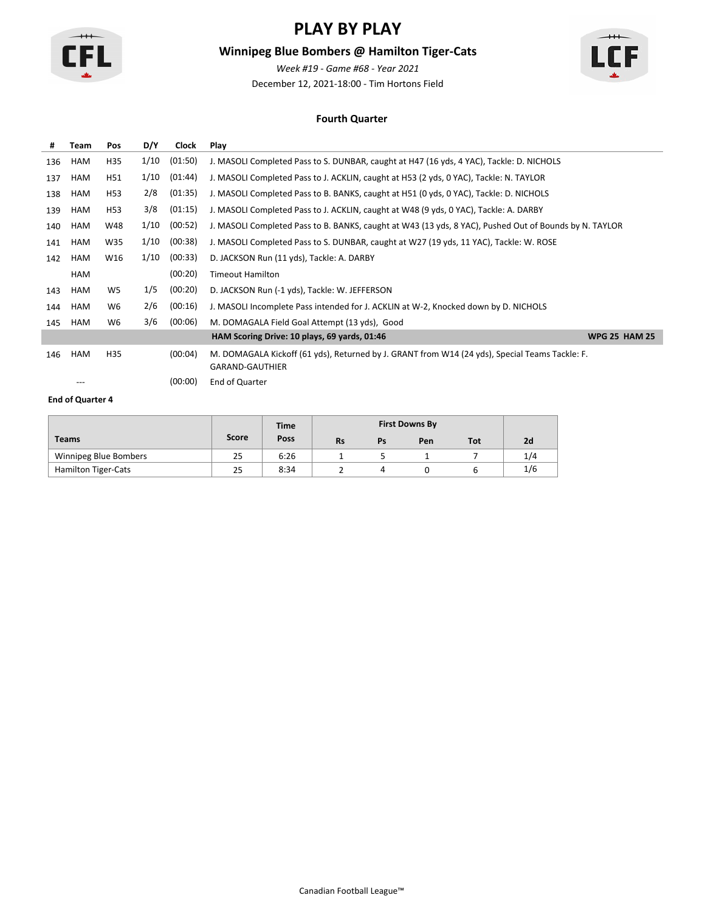# PLAY BY PLAY

## Winnipeg Blue Bombers @ Hamilton Tiger-Cats

*Week #19 - Game #68 - Year 2021*

December 12, 2021-18:00 - Tim Hortons Field

### Fourth Quarter

| # | Team | Pos | D/Y | Clock | Play |
|---|---|---|---|---|---|
| 136 | HAM | H35 | 1/10 | (01:50) | J. MASOLI Completed Pass to S. DUNBAR, caught at H47 (16 yds, 4 YAC), Tackle: D. NICHOLS |
| 137 | HAM | H51 | 1/10 | (01:44) | J. MASOLI Completed Pass to J. ACKLIN, caught at H53 (2 yds, 0 YAC), Tackle: N. TAYLOR |
| 138 | HAM | H53 | 2/8 | (01:35) | J. MASOLI Completed Pass to B. BANKS, caught at H51 (0 yds, 0 YAC), Tackle: D. NICHOLS |
| 139 | HAM | H53 | 3/8 | (01:15) | J. MASOLI Completed Pass to J. ACKLIN, caught at W48 (9 yds, 0 YAC), Tackle: A. DARBY |
| 140 | HAM | W48 | 1/10 | (00:52) | J. MASOLI Completed Pass to B. BANKS, caught at W43 (13 yds, 8 YAC), Pushed Out of Bounds by N. TAYLOR |
| 141 | HAM | W35 | 1/10 | (00:38) | J. MASOLI Completed Pass to S. DUNBAR, caught at W27 (19 yds, 11 YAC), Tackle: W. ROSE |
| 142 | HAM | W16 | 1/10 | (00:33) | D. JACKSON Run (11 yds), Tackle: A. DARBY |
| | HAM | | | (00:20) | Timeout Hamilton |
| 143 | HAM | W5 | 1/5 | (00:20) | D. JACKSON Run (-1 yds), Tackle: W. JEFFERSON |
| 144 | HAM | W6 | 2/6 | (00:16) | J. MASOLI Incomplete Pass intended for J. ACKLIN at W-2, Knocked down by D. NICHOLS |
| 145 | HAM | W6 | 3/6 | (00:06) | M. DOMAGALA Field Goal Attempt (13 yds), Good |
| | | | | | **HAM Scoring Drive: 10 plays, 69 yards, 01:46** — **WPG 25 HAM 25** |
| 146 | HAM | H35 | | (00:04) | M. DOMAGALA Kickoff (61 yds), Returned by J. GRANT from W14 (24 yds), Special Teams Tackle: F. GARAND-GAUTHIER |
| | --- | | | (00:00) | End of Quarter |

**End of Quarter 4**

| Teams | Score | Time Poss | First Downs By | | | | 2d |
|---|---|---|---|---|---|---|---|
| | | | Rs | Ps | Pen | Tot | |
| Winnipeg Blue Bombers | 25 | 6:26 | 1 | 5 | 1 | 7 | 1/4 |
| Hamilton Tiger-Cats | 25 | 8:34 | 2 | 4 | 0 | 6 | 1/6 |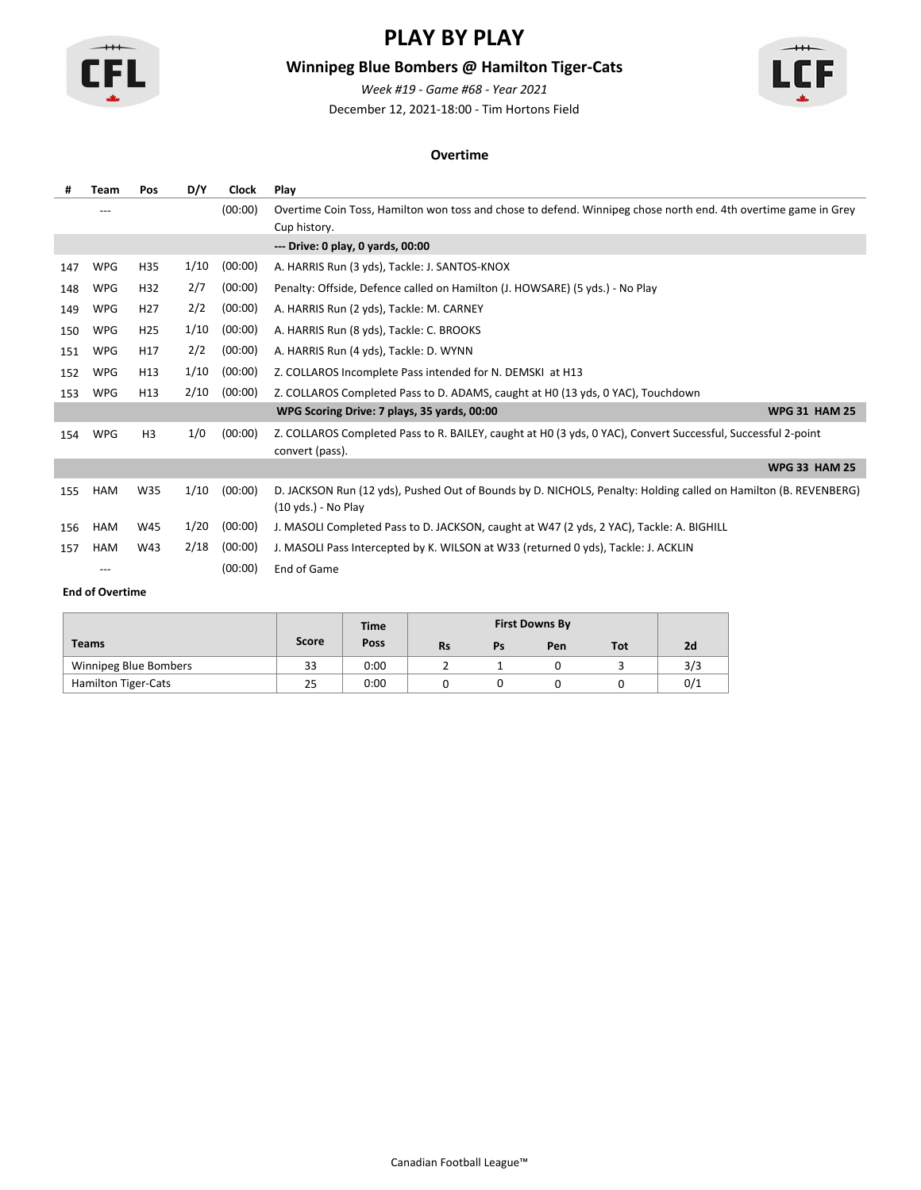# PLAY BY PLAY

## Winnipeg Blue Bombers @ Hamilton Tiger-Cats

*Week #19 - Game #68 - Year 2021*

December 12, 2021-18:00 - Tim Hortons Field

### Overtime

| # | Team | Pos | D/Y | Clock | Play |
|---|---|---|---|---|---|
| | --- | | | (00:00) | Overtime Coin Toss, Hamilton won toss and chose to defend. Winnipeg chose north end. 4th overtime game in Grey Cup history. |
| | | | | | **--- Drive: 0 play, 0 yards, 00:00** |
| 147 | WPG | H35 | 1/10 | (00:00) | A. HARRIS Run (3 yds), Tackle: J. SANTOS-KNOX |
| 148 | WPG | H32 | 2/7 | (00:00) | Penalty: Offside, Defence called on Hamilton (J. HOWSARE) (5 yds.) - No Play |
| 149 | WPG | H27 | 2/2 | (00:00) | A. HARRIS Run (2 yds), Tackle: M. CARNEY |
| 150 | WPG | H25 | 1/10 | (00:00) | A. HARRIS Run (8 yds), Tackle: C. BROOKS |
| 151 | WPG | H17 | 2/2 | (00:00) | A. HARRIS Run (4 yds), Tackle: D. WYNN |
| 152 | WPG | H13 | 1/10 | (00:00) | Z. COLLAROS Incomplete Pass intended for N. DEMSKI at H13 |
| 153 | WPG | H13 | 2/10 | (00:00) | Z. COLLAROS Completed Pass to D. ADAMS, caught at H0 (13 yds, 0 YAC), Touchdown |
| | | | | | **WPG Scoring Drive: 7 plays, 35 yards, 00:00** **WPG 31 HAM 25** |
| 154 | WPG | H3 | 1/0 | (00:00) | Z. COLLAROS Completed Pass to R. BAILEY, caught at H0 (3 yds, 0 YAC), Convert Successful, Successful 2-point convert (pass). |
| | | | | | **WPG 33 HAM 25** |
| 155 | HAM | W35 | 1/10 | (00:00) | D. JACKSON Run (12 yds), Pushed Out of Bounds by D. NICHOLS, Penalty: Holding called on Hamilton (B. REVENBERG) (10 yds.) - No Play |
| 156 | HAM | W45 | 1/20 | (00:00) | J. MASOLI Completed Pass to D. JACKSON, caught at W47 (2 yds, 2 YAC), Tackle: A. BIGHILL |
| 157 | HAM | W43 | 2/18 | (00:00) | J. MASOLI Pass Intercepted by K. WILSON at W33 (returned 0 yds), Tackle: J. ACKLIN |
| | --- | | | (00:00) | End of Game |

**End of Overtime**

| Teams | Score | Time Poss | First Downs By | | | | 2d |
|---|---|---|---|---|---|---|---|
| | | | Rs | Ps | Pen | Tot | |
| Winnipeg Blue Bombers | 33 | 0:00 | 2 | 1 | 0 | 3 | 3/3 |
| Hamilton Tiger-Cats | 25 | 0:00 | 0 | 0 | 0 | 0 | 0/1 |

Canadian Football League™